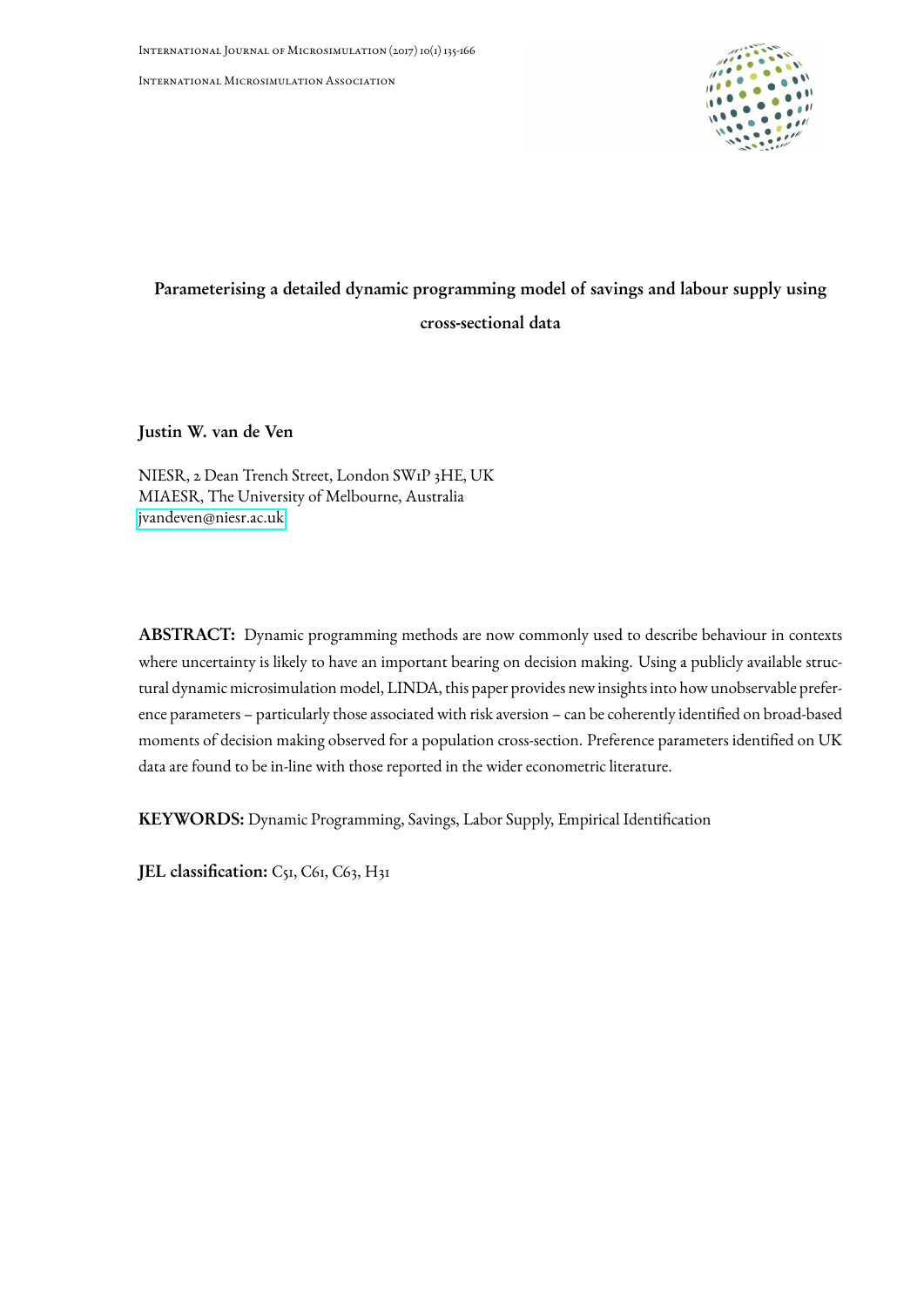# Parameterising a detailed dynamic programming model of savings and labour supply using cross-sectional data

**Justin W. van de Ven**

NIESR, 2 Dean Trench Street, London SW1P 3HE, UK
MIAESR, The University of Melbourne, Australia
jvandeven@niesr.ac.uk

**ABSTRACT:** Dynamic programming methods are now commonly used to describe behaviour in contexts where uncertainty is likely to have an important bearing on decision making. Using a publicly available structural dynamic microsimulation model, LINDA, this paper provides new insights into how unobservable preference parameters – particularly those associated with risk aversion – can be coherently identified on broad-based moments of decision making observed for a population cross-section. Preference parameters identified on UK data are found to be in-line with those reported in the wider econometric literature.

**KEYWORDS:** Dynamic Programming, Savings, Labor Supply, Empirical Identification

**JEL classification:** C51, C61, C63, H31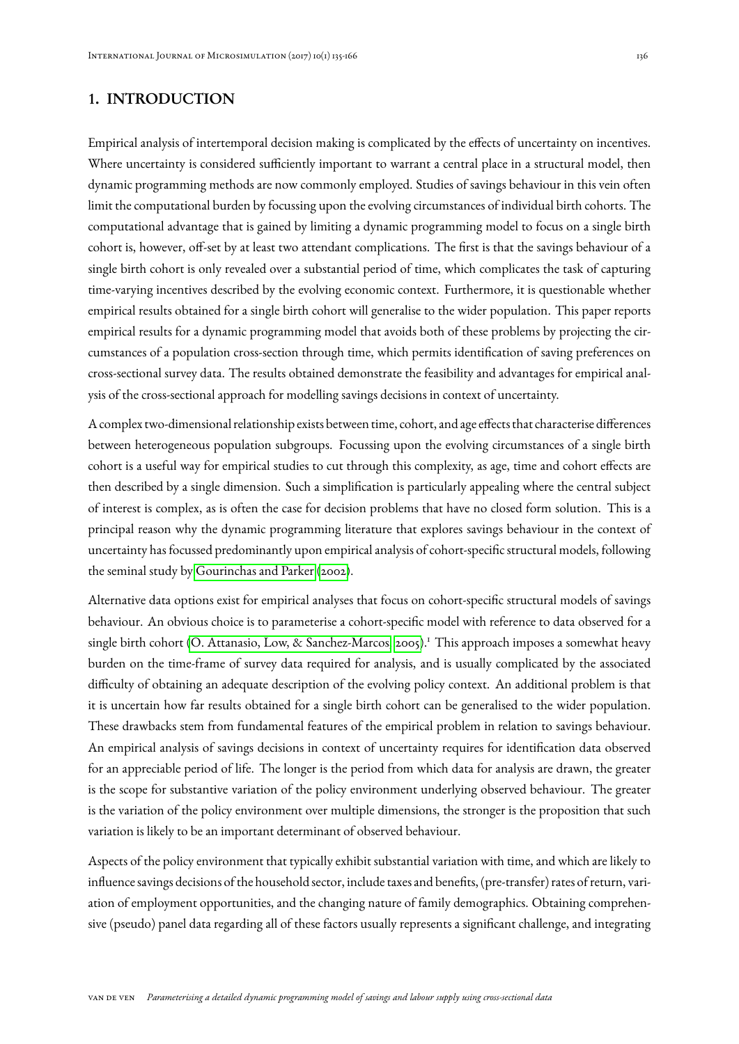## 1. INTRODUCTION

Empirical analysis of intertemporal decision making is complicated by the effects of uncertainty on incentives. Where uncertainty is considered sufficiently important to warrant a central place in a structural model, then dynamic programming methods are now commonly employed. Studies of savings behaviour in this vein often limit the computational burden by focussing upon the evolving circumstances of individual birth cohorts. The computational advantage that is gained by limiting a dynamic programming model to focus on a single birth cohort is, however, off-set by at least two attendant complications. The first is that the savings behaviour of a single birth cohort is only revealed over a substantial period of time, which complicates the task of capturing time-varying incentives described by the evolving economic context. Furthermore, it is questionable whether empirical results obtained for a single birth cohort will generalise to the wider population. This paper reports empirical results for a dynamic programming model that avoids both of these problems by projecting the circumstances of a population cross-section through time, which permits identification of saving preferences on cross-sectional survey data. The results obtained demonstrate the feasibility and advantages for empirical analysis of the cross-sectional approach for modelling savings decisions in context of uncertainty.

A complex two-dimensional relationship exists between time, cohort, and age effects that characterise differences between heterogeneous population subgroups. Focussing upon the evolving circumstances of a single birth cohort is a useful way for empirical studies to cut through this complexity, as age, time and cohort effects are then described by a single dimension. Such a simplification is particularly appealing where the central subject of interest is complex, as is often the case for decision problems that have no closed form solution. This is a principal reason why the dynamic programming literature that explores savings behaviour in the context of uncertainty has focussed predominantly upon empirical analysis of cohort-specific structural models, following the seminal study by Gourinchas and Parker (2002).

Alternative data options exist for empirical analyses that focus on cohort-specific structural models of savings behaviour. An obvious choice is to parameterise a cohort-specific model with reference to data observed for a single birth cohort (O. Attanasio, Low, & Sanchez-Marcos, 2005).[1] This approach imposes a somewhat heavy burden on the time-frame of survey data required for analysis, and is usually complicated by the associated difficulty of obtaining an adequate description of the evolving policy context. An additional problem is that it is uncertain how far results obtained for a single birth cohort can be generalised to the wider population. These drawbacks stem from fundamental features of the empirical problem in relation to savings behaviour. An empirical analysis of savings decisions in context of uncertainty requires for identification data observed for an appreciable period of life. The longer is the period from which data for analysis are drawn, the greater is the scope for substantive variation of the policy environment underlying observed behaviour. The greater is the variation of the policy environment over multiple dimensions, the stronger is the proposition that such variation is likely to be an important determinant of observed behaviour.

Aspects of the policy environment that typically exhibit substantial variation with time, and which are likely to influence savings decisions of the household sector, include taxes and benefits, (pre-transfer) rates of return, variation of employment opportunities, and the changing nature of family demographics. Obtaining comprehensive (pseudo) panel data regarding all of these factors usually represents a significant challenge, and integrating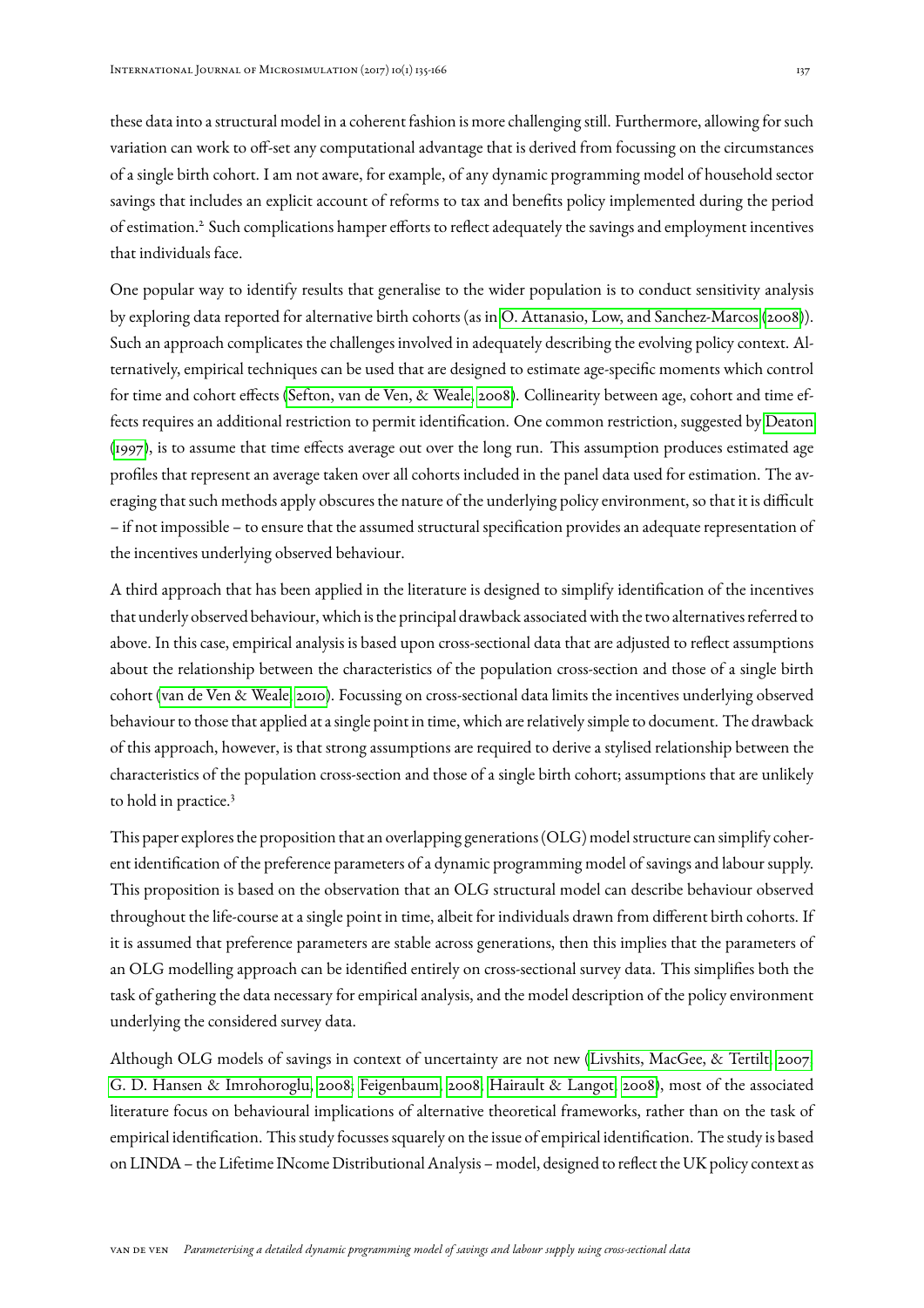these data into a structural model in a coherent fashion is more challenging still. Furthermore, allowing for such variation can work to off-set any computational advantage that is derived from focussing on the circumstances of a single birth cohort. I am not aware, for example, of any dynamic programming model of household sector savings that includes an explicit account of reforms to tax and benefits policy implemented during the period of estimation.[2] Such complications hamper efforts to reflect adequately the savings and employment incentives that individuals face.

One popular way to identify results that generalise to the wider population is to conduct sensitivity analysis by exploring data reported for alternative birth cohorts (as in O. Attanasio, Low, and Sanchez-Marcos (2008)). Such an approach complicates the challenges involved in adequately describing the evolving policy context. Alternatively, empirical techniques can be used that are designed to estimate age-specific moments which control for time and cohort effects (Sefton, van de Ven, & Weale, 2008). Collinearity between age, cohort and time effects requires an additional restriction to permit identification. One common restriction, suggested by Deaton (1997), is to assume that time effects average out over the long run. This assumption produces estimated age profiles that represent an average taken over all cohorts included in the panel data used for estimation. The averaging that such methods apply obscures the nature of the underlying policy environment, so that it is difficult – if not impossible – to ensure that the assumed structural specification provides an adequate representation of the incentives underlying observed behaviour.

A third approach that has been applied in the literature is designed to simplify identification of the incentives that underly observed behaviour, which is the principal drawback associated with the two alternatives referred to above. In this case, empirical analysis is based upon cross-sectional data that are adjusted to reflect assumptions about the relationship between the characteristics of the population cross-section and those of a single birth cohort (van de Ven & Weale, 2010). Focussing on cross-sectional data limits the incentives underlying observed behaviour to those that applied at a single point in time, which are relatively simple to document. The drawback of this approach, however, is that strong assumptions are required to derive a stylised relationship between the characteristics of the population cross-section and those of a single birth cohort; assumptions that are unlikely to hold in practice.[3]

This paper explores the proposition that an overlapping generations (OLG) model structure can simplify coherent identification of the preference parameters of a dynamic programming model of savings and labour supply. This proposition is based on the observation that an OLG structural model can describe behaviour observed throughout the life-course at a single point in time, albeit for individuals drawn from different birth cohorts. If it is assumed that preference parameters are stable across generations, then this implies that the parameters of an OLG modelling approach can be identified entirely on cross-sectional survey data. This simplifies both the task of gathering the data necessary for empirical analysis, and the model description of the policy environment underlying the considered survey data.

Although OLG models of savings in context of uncertainty are not new (Livshits, MacGee, & Tertilt, 2007; G. D. Hansen & Imrohoroglu, 2008; Feigenbaum, 2008; Hairault & Langot, 2008), most of the associated literature focus on behavioural implications of alternative theoretical frameworks, rather than on the task of empirical identification. This study focusses squarely on the issue of empirical identification. The study is based on LINDA – the Lifetime INcome Distributional Analysis – model, designed to reflect the UK policy context as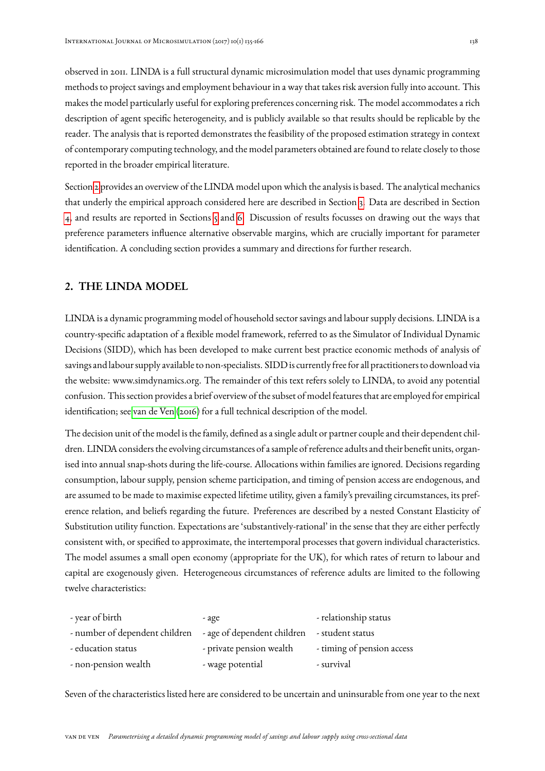observed in 2011. LINDA is a full structural dynamic microsimulation model that uses dynamic programming methods to project savings and employment behaviour in a way that takes risk aversion fully into account. This makes the model particularly useful for exploring preferences concerning risk. The model accommodates a rich description of agent specific heterogeneity, and is publicly available so that results should be replicable by the reader. The analysis that is reported demonstrates the feasibility of the proposed estimation strategy in context of contemporary computing technology, and the model parameters obtained are found to relate closely to those reported in the broader empirical literature.

Section 2 provides an overview of the LINDA model upon which the analysis is based. The analytical mechanics that underly the empirical approach considered here are described in Section 3. Data are described in Section 4, and results are reported in Sections 5 and 6. Discussion of results focusses on drawing out the ways that preference parameters influence alternative observable margins, which are crucially important for parameter identification. A concluding section provides a summary and directions for further research.

## 2. THE LINDA MODEL

LINDA is a dynamic programming model of household sector savings and labour supply decisions. LINDA is a country-specific adaptation of a flexible model framework, referred to as the Simulator of Individual Dynamic Decisions (SIDD), which has been developed to make current best practice economic methods of analysis of savings and labour supply available to non-specialists. SIDD is currently free for all practitioners to download via the website: www.simdynamics.org. The remainder of this text refers solely to LINDA, to avoid any potential confusion. This section provides a brief overview of the subset of model features that are employed for empirical identification; see van de Ven (2016) for a full technical description of the model.

The decision unit of the model is the family, defined as a single adult or partner couple and their dependent children. LINDA considers the evolving circumstances of a sample of reference adults and their benefit units, organised into annual snap-shots during the life-course. Allocations within families are ignored. Decisions regarding consumption, labour supply, pension scheme participation, and timing of pension access are endogenous, and are assumed to be made to maximise expected lifetime utility, given a family's prevailing circumstances, its preference relation, and beliefs regarding the future. Preferences are described by a nested Constant Elasticity of Substitution utility function. Expectations are 'substantively-rational' in the sense that they are either perfectly consistent with, or specified to approximate, the intertemporal processes that govern individual characteristics. The model assumes a small open economy (appropriate for the UK), for which rates of return to labour and capital are exogenously given. Heterogeneous circumstances of reference adults are limited to the following twelve characteristics:

- year of birth
- age
- relationship status
- number of dependent children
- age of dependent children
- student status
- education status
- private pension wealth
- timing of pension access
- non-pension wealth
- wage potential
- survival

Seven of the characteristics listed here are considered to be uncertain and uninsurable from one year to the next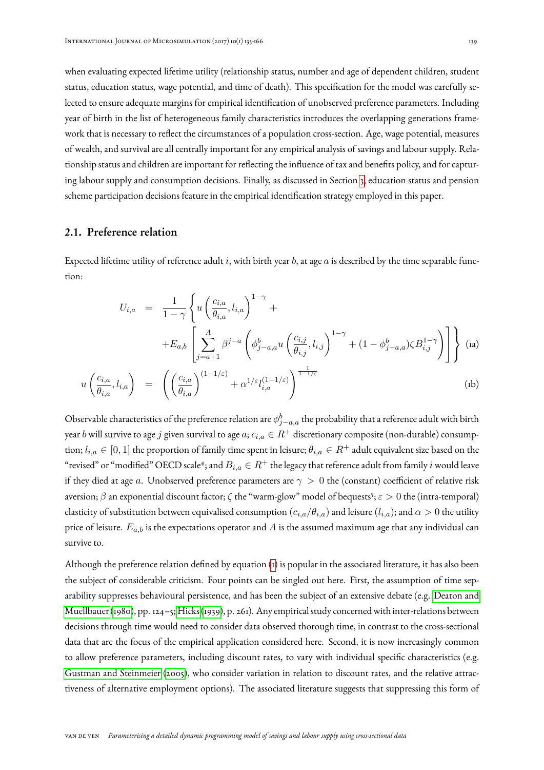when evaluating expected lifetime utility (relationship status, number and age of dependent children, student status, education status, wage potential, and time of death). This specification for the model was carefully selected to ensure adequate margins for empirical identification of unobserved preference parameters. Including year of birth in the list of heterogeneous family characteristics introduces the overlapping generations framework that is necessary to reflect the circumstances of a population cross-section. Age, wage potential, measures of wealth, and survival are all centrally important for any empirical analysis of savings and labour supply. Relationship status and children are important for reflecting the influence of tax and benefits policy, and for capturing labour supply and consumption decisions. Finally, as discussed in Section 3, education status and pension scheme participation decisions feature in the empirical identification strategy employed in this paper.

## 2.1. Preference relation

Expected lifetime utility of reference adult $i$, with birth year $b$, at age $a$ is described by the time separable function:

$$
\begin{aligned}
U_{i,a} &= \frac{1}{1-\gamma}\left\{ u\left(\frac{c_{i,a}}{\theta_{i,a}}, l_{i,a}\right)^{1-\gamma} + \right. \\
&\quad \left. + E_{a,b}\left[\sum_{j=a+1}^{A} \beta^{j-a}\left(\phi^{b}_{j-a,a} u\left(\frac{c_{i,j}}{\theta_{i,j}}, l_{i,j}\right)^{1-\gamma} + (1-\phi^{b}_{j-a,a})\zeta B_{i,j}^{1-\gamma}\right)\right]\right\} \quad \text{(1a)}
\end{aligned}
$$

$$
u\left(\frac{c_{i,a}}{\theta_{i,a}}, l_{i,a}\right) = \left(\left(\frac{c_{i,a}}{\theta_{i,a}}\right)^{(1-1/\varepsilon)} + \alpha^{1/\varepsilon} l_{i,a}^{(1-1/\varepsilon)}\right)^{\frac{1}{1-1/\varepsilon}} \quad \text{(1b)}
$$

Observable characteristics of the preference relation are $\phi^{b}_{j-a,a}$ the probability that a reference adult with birth year $b$ will survive to age $j$ given survival to age $a$; $c_{i,a} \in R^{+}$ discretionary composite (non-durable) consumption; $l_{i,a} \in [0,1]$ the proportion of family time spent in leisure; $\theta_{i,a} \in R^{+}$ adult equivalent size based on the "revised" or "modified" OECD scale[4]; and $B_{i,a} \in R^{+}$ the legacy that reference adult from family $i$ would leave if they died at age $a$. Unobserved preference parameters are $\gamma > 0$ the (constant) coefficient of relative risk aversion; $\beta$ an exponential discount factor; $\zeta$ the "warm-glow" model of bequests[5]; $\varepsilon > 0$ the (intra-temporal) elasticity of substitution between equivalised consumption ($c_{i,a}/\theta_{i,a}$) and leisure ($l_{i,a}$); and $\alpha > 0$ the utility price of leisure. $E_{a,b}$ is the expectations operator and $A$ is the assumed maximum age that any individual can survive to.

Although the preference relation defined by equation (1) is popular in the associated literature, it has also been the subject of considerable criticism. Four points can be singled out here. First, the assumption of time separability suppresses behavioural persistence, and has been the subject of an extensive debate (e.g. Deaton and Muellbauer (1980), pp. 124–5; Hicks (1939), p. 261). Any empirical study concerned with inter-relations between decisions through time would need to consider data observed thorough time, in contrast to the cross-sectional data that are the focus of the empirical application considered here. Second, it is now increasingly common to allow preference parameters, including discount rates, to vary with individual specific characteristics (e.g. Gustman and Steinmeier (2005), who consider variation in relation to discount rates, and the relative attractiveness of alternative employment options). The associated literature suggests that suppressing this form of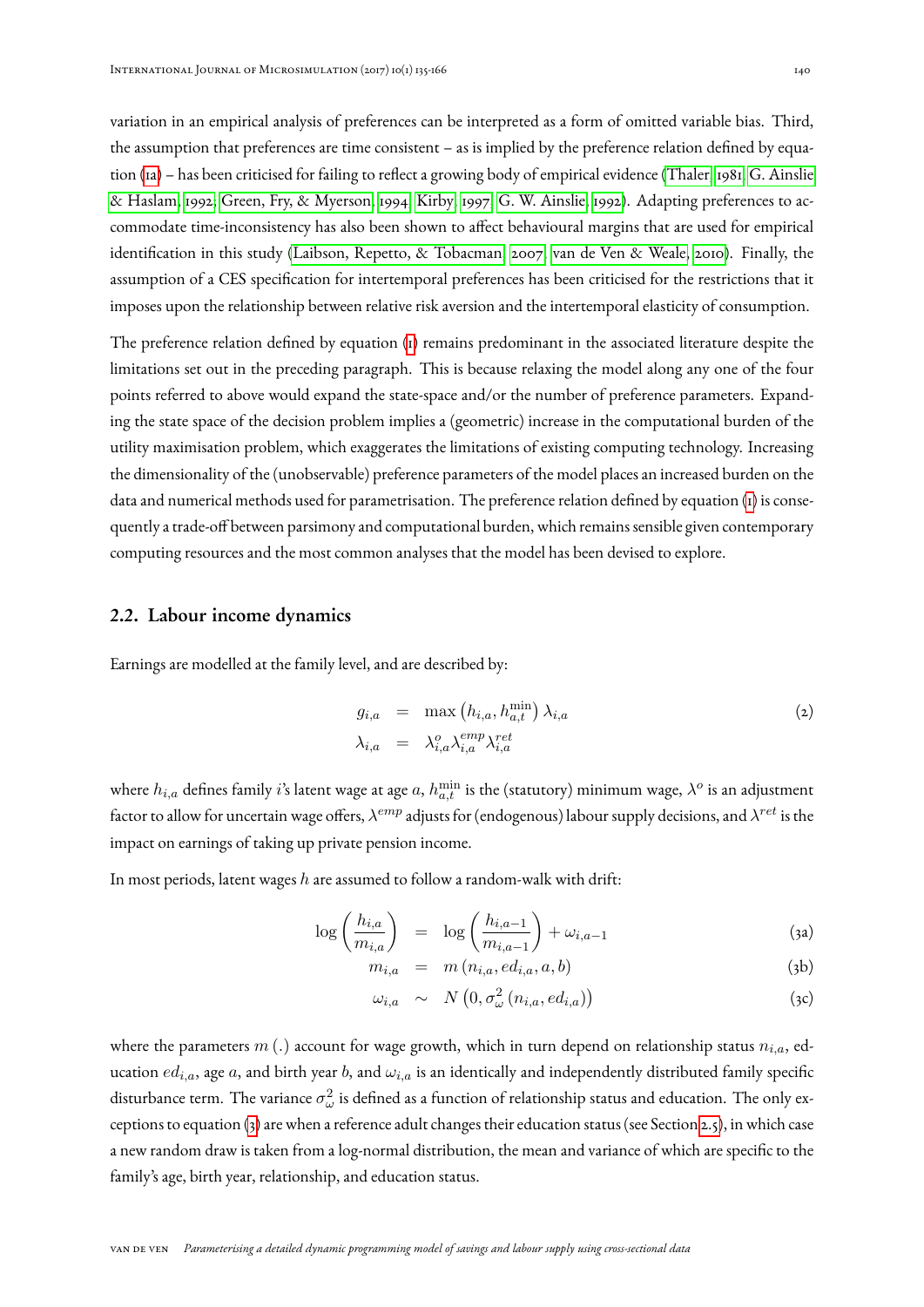variation in an empirical analysis of preferences can be interpreted as a form of omitted variable bias. Third, the assumption that preferences are time consistent – as is implied by the preference relation defined by equation (1a) – has been criticised for failing to reflect a growing body of empirical evidence (Thaler, 1981; G. Ainslie & Haslam, 1992; Green, Fry, & Myerson, 1994; Kirby, 1997; G. W. Ainslie, 1992). Adapting preferences to accommodate time-inconsistency has also been shown to affect behavioural margins that are used for empirical identification in this study (Laibson, Repetto, & Tobacman, 2007; van de Ven & Weale, 2010). Finally, the assumption of a CES specification for intertemporal preferences has been criticised for the restrictions that it imposes upon the relationship between relative risk aversion and the intertemporal elasticity of consumption.

The preference relation defined by equation (1) remains predominant in the associated literature despite the limitations set out in the preceding paragraph. This is because relaxing the model along any one of the four points referred to above would expand the state-space and/or the number of preference parameters. Expanding the state space of the decision problem implies a (geometric) increase in the computational burden of the utility maximisation problem, which exaggerates the limitations of existing computing technology. Increasing the dimensionality of the (unobservable) preference parameters of the model places an increased burden on the data and numerical methods used for parametrisation. The preference relation defined by equation (1) is consequently a trade-off between parsimony and computational burden, which remains sensible given contemporary computing resources and the most common analyses that the model has been devised to explore.

## 2.2. Labour income dynamics

Earnings are modelled at the family level, and are described by:

$$
\begin{aligned}
g_{i,a} &= \max\left(h_{i,a}, h_{a,t}^{\min}\right)\lambda_{i,a} \\
\lambda_{i,a} &= \lambda_{i,a}^{o}\lambda_{i,a}^{emp}\lambda_{i,a}^{ret}
\end{aligned}
\tag{2}
$$

where $h_{i,a}$ defines family $i$'s latent wage at age $a$, $h_{a,t}^{\min}$ is the (statutory) minimum wage, $\lambda^{o}$ is an adjustment factor to allow for uncertain wage offers, $\lambda^{emp}$ adjusts for (endogenous) labour supply decisions, and $\lambda^{ret}$ is the impact on earnings of taking up private pension income.

In most periods, latent wages $h$ are assumed to follow a random-walk with drift:

$$
\log\left(\frac{h_{i,a}}{m_{i,a}}\right) = \log\left(\frac{h_{i,a-1}}{m_{i,a-1}}\right) + \omega_{i,a-1} \tag{3a}
$$

$$
m_{i,a} = m\left(n_{i,a}, ed_{i,a}, a, b\right) \tag{3b}
$$

$$
\omega_{i,a} \sim N\left(0, \sigma_{\omega}^{2}\left(n_{i,a}, ed_{i,a}\right)\right) \tag{3c}
$$

where the parameters $m(.)$ account for wage growth, which in turn depend on relationship status $n_{i,a}$, education $ed_{i,a}$, age $a$, and birth year $b$, and $\omega_{i,a}$ is an identically and independently distributed family specific disturbance term. The variance $\sigma_{\omega}^{2}$ is defined as a function of relationship status and education. The only exceptions to equation (3) are when a reference adult changes their education status (see Section 2.5), in which case a new random draw is taken from a log-normal distribution, the mean and variance of which are specific to the family's age, birth year, relationship, and education status.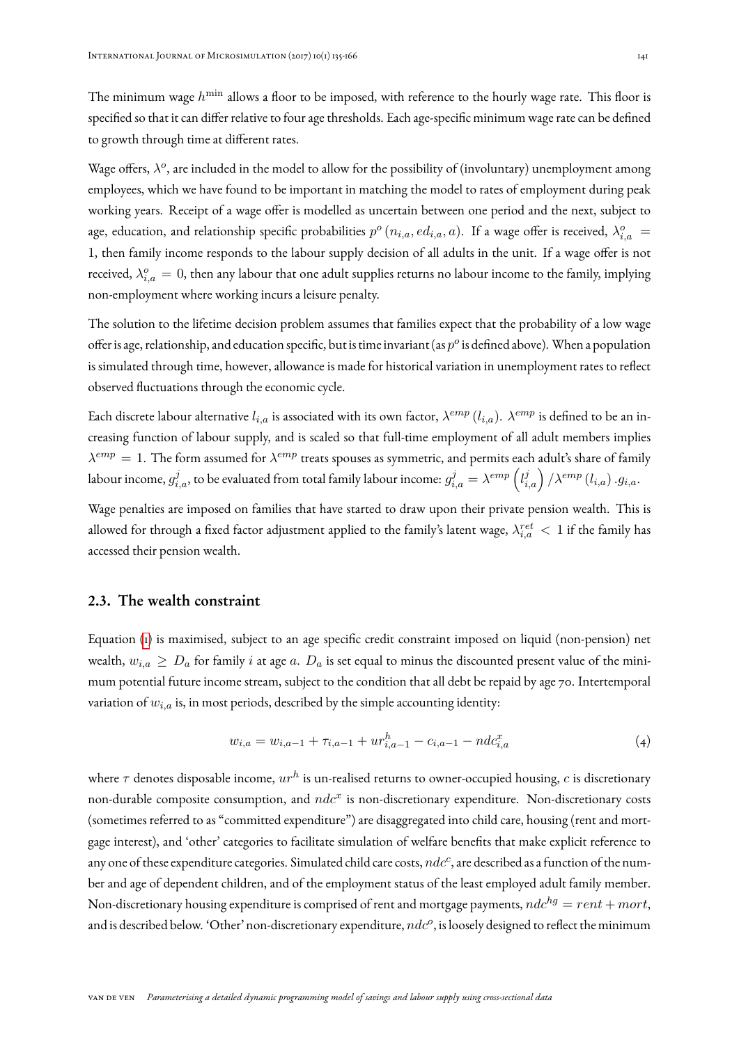The minimum wage $h^{\min}$ allows a floor to be imposed, with reference to the hourly wage rate. This floor is specified so that it can differ relative to four age thresholds. Each age-specific minimum wage rate can be defined to growth through time at different rates.

Wage offers, $\lambda^o$, are included in the model to allow for the possibility of (involuntary) unemployment among employees, which we have found to be important in matching the model to rates of employment during peak working years. Receipt of a wage offer is modelled as uncertain between one period and the next, subject to age, education, and relationship specific probabilities $p^o(n_{i,a}, ed_{i,a}, a)$. If a wage offer is received, $\lambda^o_{i,a} = 1$, then family income responds to the labour supply decision of all adults in the unit. If a wage offer is not received, $\lambda^o_{i,a} = 0$, then any labour that one adult supplies returns no labour income to the family, implying non-employment where working incurs a leisure penalty.

The solution to the lifetime decision problem assumes that families expect that the probability of a low wage offer is age, relationship, and education specific, but is time invariant (as $p^o$ is defined above). When a population is simulated through time, however, allowance is made for historical variation in unemployment rates to reflect observed fluctuations through the economic cycle.

Each discrete labour alternative $l_{i,a}$ is associated with its own factor, $\lambda^{emp}(l_{i,a})$. $\lambda^{emp}$ is defined to be an increasing function of labour supply, and is scaled so that full-time employment of all adult members implies $\lambda^{emp} = 1$. The form assumed for $\lambda^{emp}$ treats spouses as symmetric, and permits each adult's share of family labour income, $g^j_{i,a}$, to be evaluated from total family labour income: $g^j_{i,a} = \lambda^{emp}\left(l^j_{i,a}\right)/\lambda^{emp}(l_{i,a}).g_{i,a}$.

Wage penalties are imposed on families that have started to draw upon their private pension wealth. This is allowed for through a fixed factor adjustment applied to the family's latent wage, $\lambda^{ret}_{i,a} < 1$ if the family has accessed their pension wealth.

## 2.3. The wealth constraint

Equation (1) is maximised, subject to an age specific credit constraint imposed on liquid (non-pension) net wealth, $w_{i,a} \geq D_a$ for family $i$ at age $a$. $D_a$ is set equal to minus the discounted present value of the minimum potential future income stream, subject to the condition that all debt be repaid by age 70. Intertemporal variation of $w_{i,a}$ is, in most periods, described by the simple accounting identity:

$$w_{i,a} = w_{i,a-1} + \tau_{i,a-1} + ur^h_{i,a-1} - c_{i,a-1} - ndc^x_{i,a} \tag{4}$$

where $\tau$ denotes disposable income, $ur^h$ is un-realised returns to owner-occupied housing, $c$ is discretionary non-durable composite consumption, and $ndc^x$ is non-discretionary expenditure. Non-discretionary costs (sometimes referred to as "committed expenditure") are disaggregated into child care, housing (rent and mortgage interest), and 'other' categories to facilitate simulation of welfare benefits that make explicit reference to any one of these expenditure categories. Simulated child care costs, $ndc^c$, are described as a function of the number and age of dependent children, and of the employment status of the least employed adult family member. Non-discretionary housing expenditure is comprised of rent and mortgage payments, $ndc^{hg} = rent + mort$, and is described below. 'Other' non-discretionary expenditure, $ndc^o$, is loosely designed to reflect the minimum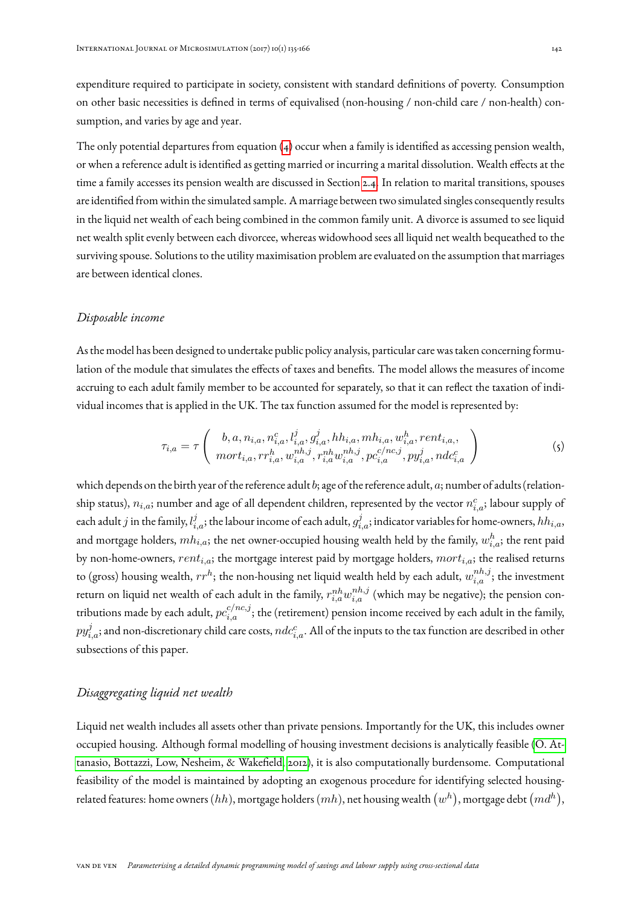expenditure required to participate in society, consistent with standard definitions of poverty. Consumption on other basic necessities is defined in terms of equivalised (non-housing / non-child care / non-health) consumption, and varies by age and year.

The only potential departures from equation (4) occur when a family is identified as accessing pension wealth, or when a reference adult is identified as getting married or incurring a marital dissolution. Wealth effects at the time a family accesses its pension wealth are discussed in Section 2.4. In relation to marital transitions, spouses are identified from within the simulated sample. A marriage between two simulated singles consequently results in the liquid net wealth of each being combined in the common family unit. A divorce is assumed to see liquid net wealth split evenly between each divorcee, whereas widowhood sees all liquid net wealth bequeathed to the surviving spouse. Solutions to the utility maximisation problem are evaluated on the assumption that marriages are between identical clones.

### *Disposable income*

As the model has been designed to undertake public policy analysis, particular care was taken concerning formulation of the module that simulates the effects of taxes and benefits. The model allows the measures of income accruing to each adult family member to be accounted for separately, so that it can reflect the taxation of individual incomes that is applied in the UK. The tax function assumed for the model is represented by:

$$\tau_{i,a} = \tau \left( \begin{array}{c} b, a, n_{i,a}, n^c_{i,a}, l^j_{i,a}, g^j_{i,a}, hh_{i,a}, mh_{i,a}, w^h_{i,a}, rent_{i,a}, \\ mort_{i,a}, rr^h_{i,a}, w^{nh,j}_{i,a}, r^{nh}_{i,a} w^{nh,j}_{i,a}, pc^{c/nc,j}_{i,a}, py^j_{i,a}, ndc^c_{i,a} \end{array} \right) \tag{5}$$

which depends on the birth year of the reference adult $b$; age of the reference adult, $a$; number of adults (relationship status), $n_{i,a}$; number and age of all dependent children, represented by the vector $n^c_{i,a}$; labour supply of each adult $j$ in the family, $l^j_{i,a}$; the labour income of each adult, $g^j_{i,a}$; indicator variables for home-owners, $hh_{i,a}$, and mortgage holders, $mh_{i,a}$; the net owner-occupied housing wealth held by the family, $w^h_{i,a}$; the rent paid by non-home-owners, $rent_{i,a}$; the mortgage interest paid by mortgage holders, $mort_{i,a}$; the realised returns to (gross) housing wealth, $rr^h$; the non-housing net liquid wealth held by each adult, $w^{nh,j}_{i,a}$; the investment return on liquid net wealth of each adult in the family, $r^{nh}_{i,a} w^{nh,j}_{i,a}$ (which may be negative); the pension contributions made by each adult, $pc^{c/nc,j}_{i,a}$; the (retirement) pension income received by each adult in the family, $py^j_{i,a}$; and non-discretionary child care costs, $ndc^c_{i,a}$. All of the inputs to the tax function are described in other subsections of this paper.

### *Disaggregating liquid net wealth*

Liquid net wealth includes all assets other than private pensions. Importantly for the UK, this includes owner occupied housing. Although formal modelling of housing investment decisions is analytically feasible (O. Attanasio, Bottazzi, Low, Nesheim, & Wakefield, 2012), it is also computationally burdensome. Computational feasibility of the model is maintained by adopting an exogenous procedure for identifying selected housing-related features: home owners $(hh)$, mortgage holders $(mh)$, net housing wealth $(w^h)$, mortgage debt $(md^h)$,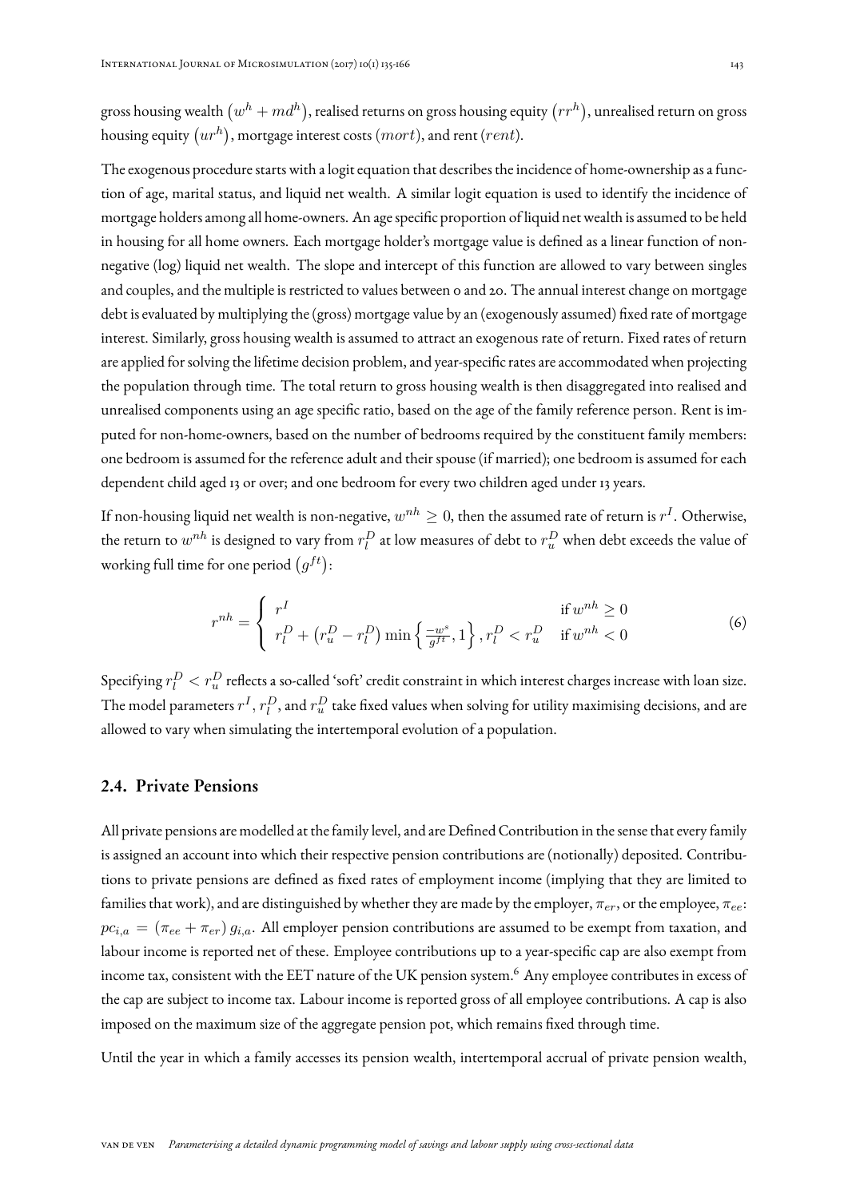gross housing wealth $\left(w^h + md^h\right)$, realised returns on gross housing equity $\left(rr^h\right)$, unrealised return on gross housing equity $\left(ur^h\right)$, mortgage interest costs $(mort)$, and rent $(rent)$.

The exogenous procedure starts with a logit equation that describes the incidence of home-ownership as a function of age, marital status, and liquid net wealth. A similar logit equation is used to identify the incidence of mortgage holders among all home-owners. An age specific proportion of liquid net wealth is assumed to be held in housing for all home owners. Each mortgage holder's mortgage value is defined as a linear function of non-negative (log) liquid net wealth. The slope and intercept of this function are allowed to vary between singles and couples, and the multiple is restricted to values between 0 and 20. The annual interest change on mortgage debt is evaluated by multiplying the (gross) mortgage value by an (exogenously assumed) fixed rate of mortgage interest. Similarly, gross housing wealth is assumed to attract an exogenous rate of return. Fixed rates of return are applied for solving the lifetime decision problem, and year-specific rates are accommodated when projecting the population through time. The total return to gross housing wealth is then disaggregated into realised and unrealised components using an age specific ratio, based on the age of the family reference person. Rent is imputed for non-home-owners, based on the number of bedrooms required by the constituent family members: one bedroom is assumed for the reference adult and their spouse (if married); one bedroom is assumed for each dependent child aged 13 or over; and one bedroom for every two children aged under 13 years.

If non-housing liquid net wealth is non-negative, $w^{nh} \geq 0$, then the assumed rate of return is $r^I$. Otherwise, the return to $w^{nh}$ is designed to vary from $r_l^D$ at low measures of debt to $r_u^D$ when debt exceeds the value of working full time for one period $\left(g^{ft}\right)$:

$$r^{nh} = \begin{cases} r^I & \text{if } w^{nh} \geq 0 \\ r_l^D + \left(r_u^D - r_l^D\right) \min\left\{\frac{-w^s}{g^{ft}}, 1\right\}, r_l^D < r_u^D & \text{if } w^{nh} < 0 \end{cases} \tag{6}$$

Specifying $r_l^D < r_u^D$ reflects a so-called 'soft' credit constraint in which interest charges increase with loan size. The model parameters $r^I$, $r_l^D$, and $r_u^D$ take fixed values when solving for utility maximising decisions, and are allowed to vary when simulating the intertemporal evolution of a population.

## 2.4. Private Pensions

All private pensions are modelled at the family level, and are Defined Contribution in the sense that every family is assigned an account into which their respective pension contributions are (notionally) deposited. Contributions to private pensions are defined as fixed rates of employment income (implying that they are limited to families that work), and are distinguished by whether they are made by the employer, $\pi_{er}$, or the employee, $\pi_{ee}$: $pc_{i,a} = \left(\pi_{ee} + \pi_{er}\right) g_{i,a}$. All employer pension contributions are assumed to be exempt from taxation, and labour income is reported net of these. Employee contributions up to a year-specific cap are also exempt from income tax, consistent with the EET nature of the UK pension system.[6] Any employee contributes in excess of the cap are subject to income tax. Labour income is reported gross of all employee contributions. A cap is also imposed on the maximum size of the aggregate pension pot, which remains fixed through time.

Until the year in which a family accesses its pension wealth, intertemporal accrual of private pension wealth,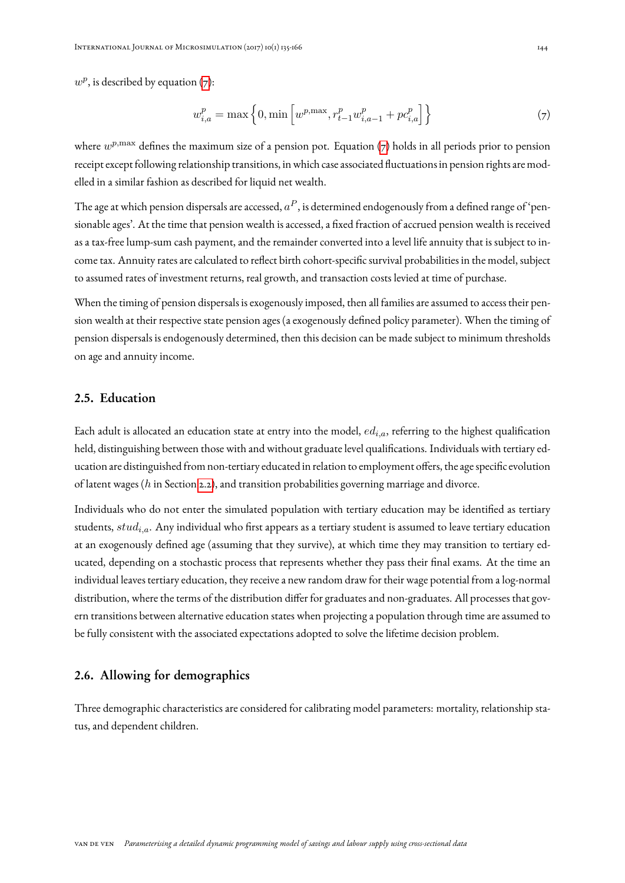$w^p$, is described by equation (7):

$$w^p_{i,a} = \max\left\{0, \min\left[w^{p,\max}, r^p_{t-1} w^p_{i,a-1} + pc^p_{i,a}\right]\right\} \tag{7}$$

where $w^{p,\max}$ defines the maximum size of a pension pot. Equation (7) holds in all periods prior to pension receipt except following relationship transitions, in which case associated fluctuations in pension rights are modelled in a similar fashion as described for liquid net wealth.

The age at which pension dispersals are accessed, $a^P$, is determined endogenously from a defined range of 'pensionable ages'. At the time that pension wealth is accessed, a fixed fraction of accrued pension wealth is received as a tax-free lump-sum cash payment, and the remainder converted into a level life annuity that is subject to income tax. Annuity rates are calculated to reflect birth cohort-specific survival probabilities in the model, subject to assumed rates of investment returns, real growth, and transaction costs levied at time of purchase.

When the timing of pension dispersals is exogenously imposed, then all families are assumed to access their pension wealth at their respective state pension ages (a exogenously defined policy parameter). When the timing of pension dispersals is endogenously determined, then this decision can be made subject to minimum thresholds on age and annuity income.

## 2.5. Education

Each adult is allocated an education state at entry into the model, $ed_{i,a}$, referring to the highest qualification held, distinguishing between those with and without graduate level qualifications. Individuals with tertiary education are distinguished from non-tertiary educated in relation to employment offers, the age specific evolution of latent wages ($h$ in Section 2.2), and transition probabilities governing marriage and divorce.

Individuals who do not enter the simulated population with tertiary education may be identified as tertiary students, $stud_{i,a}$. Any individual who first appears as a tertiary student is assumed to leave tertiary education at an exogenously defined age (assuming that they survive), at which time they may transition to tertiary educated, depending on a stochastic process that represents whether they pass their final exams. At the time an individual leaves tertiary education, they receive a new random draw for their wage potential from a log-normal distribution, where the terms of the distribution differ for graduates and non-graduates. All processes that govern transitions between alternative education states when projecting a population through time are assumed to be fully consistent with the associated expectations adopted to solve the lifetime decision problem.

## 2.6. Allowing for demographics

Three demographic characteristics are considered for calibrating model parameters: mortality, relationship status, and dependent children.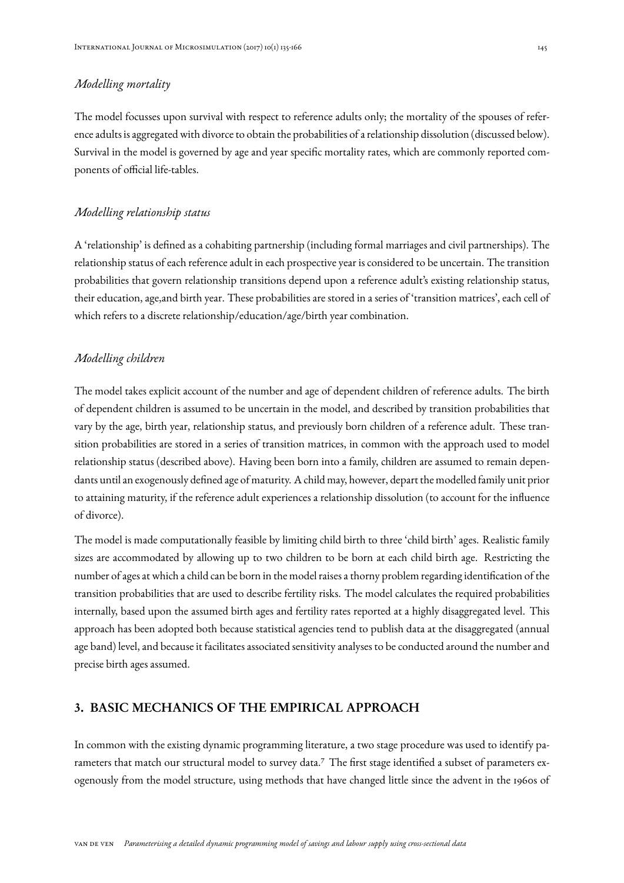*Modelling mortality*

The model focusses upon survival with respect to reference adults only; the mortality of the spouses of reference adults is aggregated with divorce to obtain the probabilities of a relationship dissolution (discussed below). Survival in the model is governed by age and year specific mortality rates, which are commonly reported components of official life-tables.

*Modelling relationship status*

A 'relationship' is defined as a cohabiting partnership (including formal marriages and civil partnerships). The relationship status of each reference adult in each prospective year is considered to be uncertain. The transition probabilities that govern relationship transitions depend upon a reference adult's existing relationship status, their education, age,and birth year. These probabilities are stored in a series of 'transition matrices', each cell of which refers to a discrete relationship/education/age/birth year combination.

*Modelling children*

The model takes explicit account of the number and age of dependent children of reference adults. The birth of dependent children is assumed to be uncertain in the model, and described by transition probabilities that vary by the age, birth year, relationship status, and previously born children of a reference adult. These transition probabilities are stored in a series of transition matrices, in common with the approach used to model relationship status (described above). Having been born into a family, children are assumed to remain dependants until an exogenously defined age of maturity. A child may, however, depart the modelled family unit prior to attaining maturity, if the reference adult experiences a relationship dissolution (to account for the influence of divorce).

The model is made computationally feasible by limiting child birth to three 'child birth' ages. Realistic family sizes are accommodated by allowing up to two children to be born at each child birth age. Restricting the number of ages at which a child can be born in the model raises a thorny problem regarding identification of the transition probabilities that are used to describe fertility risks. The model calculates the required probabilities internally, based upon the assumed birth ages and fertility rates reported at a highly disaggregated level. This approach has been adopted both because statistical agencies tend to publish data at the disaggregated (annual age band) level, and because it facilitates associated sensitivity analyses to be conducted around the number and precise birth ages assumed.

## 3. BASIC MECHANICS OF THE EMPIRICAL APPROACH

In common with the existing dynamic programming literature, a two stage procedure was used to identify parameters that match our structural model to survey data.[7] The first stage identified a subset of parameters exogenously from the model structure, using methods that have changed little since the advent in the 1960s of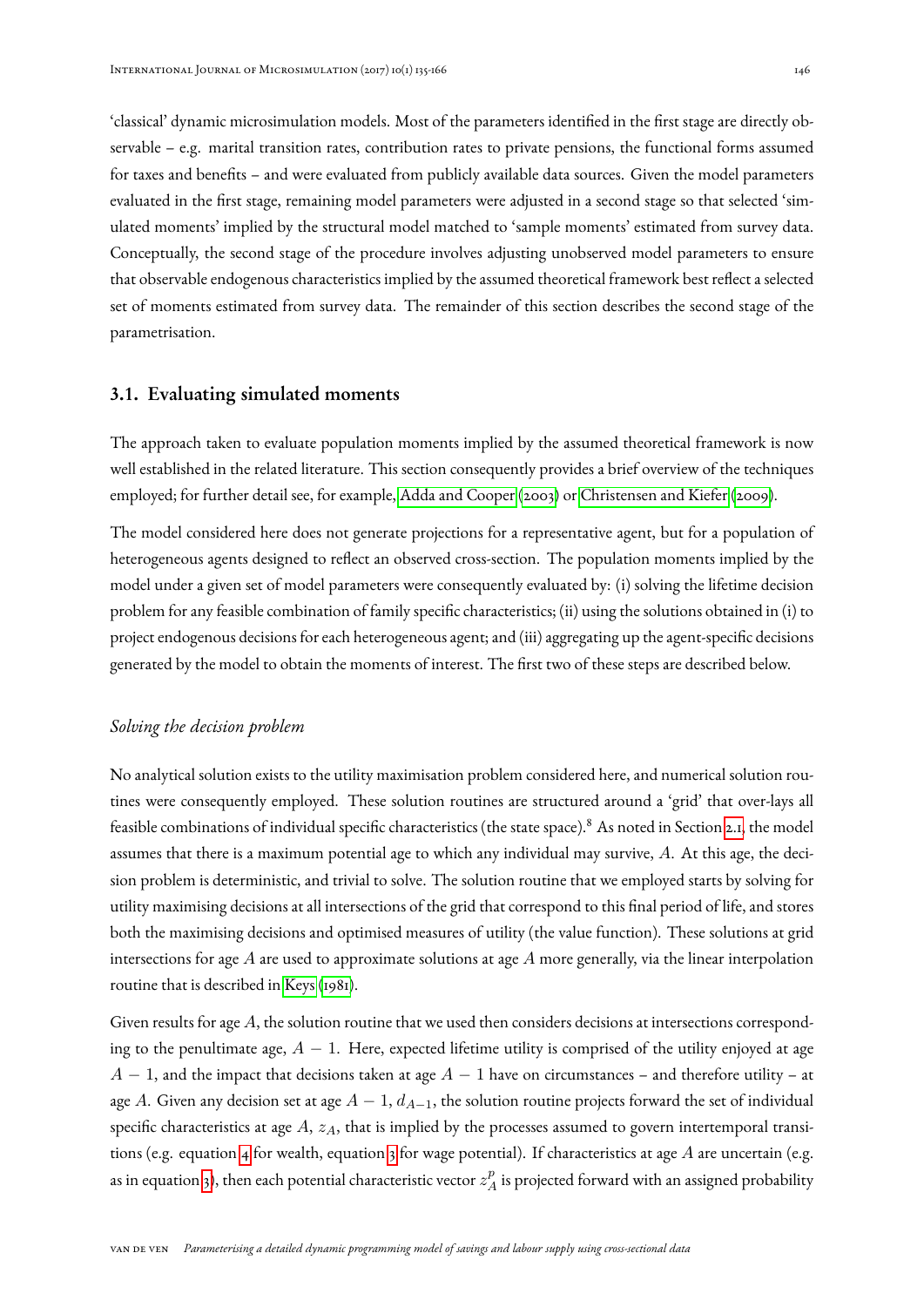'classical' dynamic microsimulation models. Most of the parameters identified in the first stage are directly observable – e.g. marital transition rates, contribution rates to private pensions, the functional forms assumed for taxes and benefits – and were evaluated from publicly available data sources. Given the model parameters evaluated in the first stage, remaining model parameters were adjusted in a second stage so that selected 'simulated moments' implied by the structural model matched to 'sample moments' estimated from survey data. Conceptually, the second stage of the procedure involves adjusting unobserved model parameters to ensure that observable endogenous characteristics implied by the assumed theoretical framework best reflect a selected set of moments estimated from survey data. The remainder of this section describes the second stage of the parametrisation.

## 3.1. Evaluating simulated moments

The approach taken to evaluate population moments implied by the assumed theoretical framework is now well established in the related literature. This section consequently provides a brief overview of the techniques employed; for further detail see, for example, Adda and Cooper (2003) or Christensen and Kiefer (2009).

The model considered here does not generate projections for a representative agent, but for a population of heterogeneous agents designed to reflect an observed cross-section. The population moments implied by the model under a given set of model parameters were consequently evaluated by: (i) solving the lifetime decision problem for any feasible combination of family specific characteristics; (ii) using the solutions obtained in (i) to project endogenous decisions for each heterogeneous agent; and (iii) aggregating up the agent-specific decisions generated by the model to obtain the moments of interest. The first two of these steps are described below.

*Solving the decision problem*

No analytical solution exists to the utility maximisation problem considered here, and numerical solution routines were consequently employed. These solution routines are structured around a 'grid' that over-lays all feasible combinations of individual specific characteristics (the state space).[8] As noted in Section 2.1, the model assumes that there is a maximum potential age to which any individual may survive, $A$. At this age, the decision problem is deterministic, and trivial to solve. The solution routine that we employed starts by solving for utility maximising decisions at all intersections of the grid that correspond to this final period of life, and stores both the maximising decisions and optimised measures of utility (the value function). These solutions at grid intersections for age $A$ are used to approximate solutions at age $A$ more generally, via the linear interpolation routine that is described in Keys (1981).

Given results for age $A$, the solution routine that we used then considers decisions at intersections corresponding to the penultimate age, $A-1$. Here, expected lifetime utility is comprised of the utility enjoyed at age $A-1$, and the impact that decisions taken at age $A-1$ have on circumstances – and therefore utility – at age $A$. Given any decision set at age $A-1$, $d_{A-1}$, the solution routine projects forward the set of individual specific characteristics at age $A$, $z_A$, that is implied by the processes assumed to govern intertemporal transitions (e.g. equation 4 for wealth, equation 3 for wage potential). If characteristics at age $A$ are uncertain (e.g. as in equation 3), then each potential characteristic vector $z_A^p$ is projected forward with an assigned probability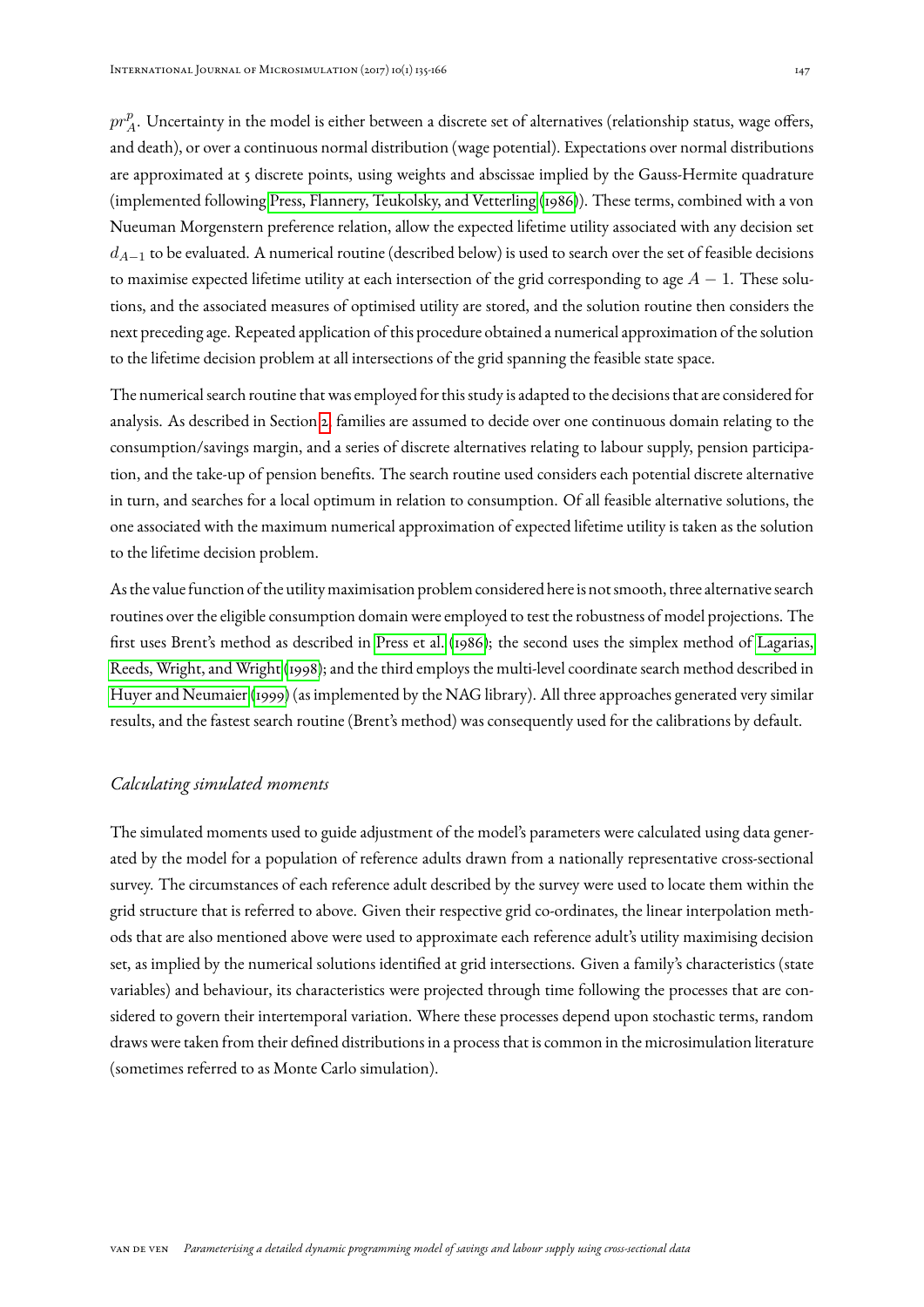$pr^{p}_{A}$. Uncertainty in the model is either between a discrete set of alternatives (relationship status, wage offers, and death), or over a continuous normal distribution (wage potential). Expectations over normal distributions are approximated at 5 discrete points, using weights and abscissae implied by the Gauss-Hermite quadrature (implemented following Press, Flannery, Teukolsky, and Vetterling (1986)). These terms, combined with a von Nueuman Morgenstern preference relation, allow the expected lifetime utility associated with any decision set $d_{A-1}$ to be evaluated. A numerical routine (described below) is used to search over the set of feasible decisions to maximise expected lifetime utility at each intersection of the grid corresponding to age $A - 1$. These solutions, and the associated measures of optimised utility are stored, and the solution routine then considers the next preceding age. Repeated application of this procedure obtained a numerical approximation of the solution to the lifetime decision problem at all intersections of the grid spanning the feasible state space.

The numerical search routine that was employed for this study is adapted to the decisions that are considered for analysis. As described in Section 2, families are assumed to decide over one continuous domain relating to the consumption/savings margin, and a series of discrete alternatives relating to labour supply, pension participation, and the take-up of pension benefits. The search routine used considers each potential discrete alternative in turn, and searches for a local optimum in relation to consumption. Of all feasible alternative solutions, the one associated with the maximum numerical approximation of expected lifetime utility is taken as the solution to the lifetime decision problem.

As the value function of the utility maximisation problem considered here is not smooth, three alternative search routines over the eligible consumption domain were employed to test the robustness of model projections. The first uses Brent's method as described in Press et al. (1986); the second uses the simplex method of Lagarias, Reeds, Wright, and Wright (1998); and the third employs the multi-level coordinate search method described in Huyer and Neumaier (1999) (as implemented by the NAG library). All three approaches generated very similar results, and the fastest search routine (Brent's method) was consequently used for the calibrations by default.

### *Calculating simulated moments*

The simulated moments used to guide adjustment of the model's parameters were calculated using data generated by the model for a population of reference adults drawn from a nationally representative cross-sectional survey. The circumstances of each reference adult described by the survey were used to locate them within the grid structure that is referred to above. Given their respective grid co-ordinates, the linear interpolation methods that are also mentioned above were used to approximate each reference adult's utility maximising decision set, as implied by the numerical solutions identified at grid intersections. Given a family's characteristics (state variables) and behaviour, its characteristics were projected through time following the processes that are considered to govern their intertemporal variation. Where these processes depend upon stochastic terms, random draws were taken from their defined distributions in a process that is common in the microsimulation literature (sometimes referred to as Monte Carlo simulation).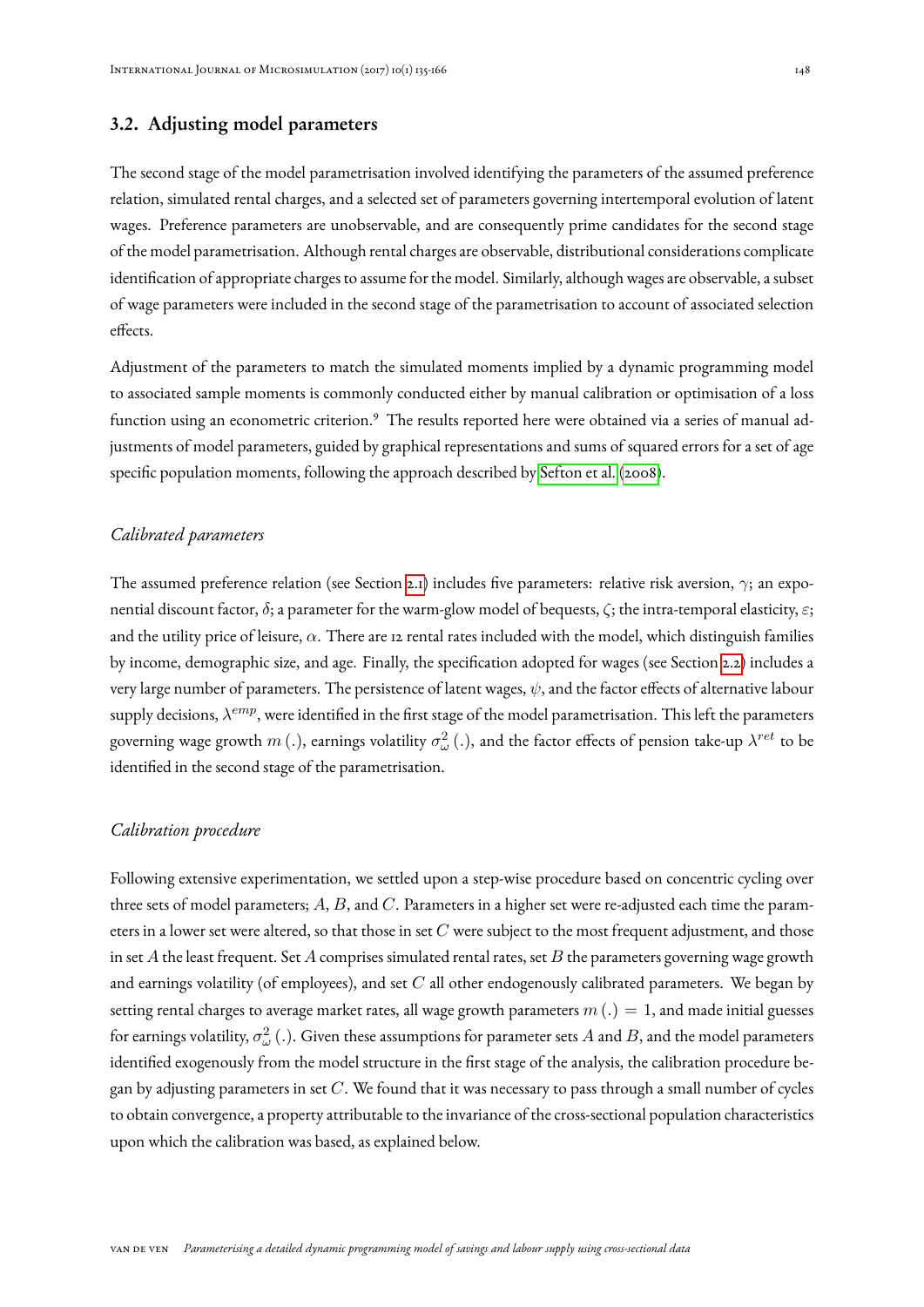### 3.2. Adjusting model parameters

The second stage of the model parametrisation involved identifying the parameters of the assumed preference relation, simulated rental charges, and a selected set of parameters governing intertemporal evolution of latent wages. Preference parameters are unobservable, and are consequently prime candidates for the second stage of the model parametrisation. Although rental charges are observable, distributional considerations complicate identification of appropriate charges to assume for the model. Similarly, although wages are observable, a subset of wage parameters were included in the second stage of the parametrisation to account of associated selection effects.

Adjustment of the parameters to match the simulated moments implied by a dynamic programming model to associated sample moments is commonly conducted either by manual calibration or optimisation of a loss function using an econometric criterion.[9] The results reported here were obtained via a series of manual adjustments of model parameters, guided by graphical representations and sums of squared errors for a set of age specific population moments, following the approach described by Sefton et al. (2008).

*Calibrated parameters*

The assumed preference relation (see Section 2.1) includes five parameters: relative risk aversion, $\gamma$; an exponential discount factor, $\delta$; a parameter for the warm-glow model of bequests, $\zeta$; the intra-temporal elasticity, $\varepsilon$; and the utility price of leisure, $\alpha$. There are 12 rental rates included with the model, which distinguish families by income, demographic size, and age. Finally, the specification adopted for wages (see Section 2.2) includes a very large number of parameters. The persistence of latent wages, $\psi$, and the factor effects of alternative labour supply decisions, $\lambda^{emp}$, were identified in the first stage of the model parametrisation. This left the parameters governing wage growth $m(.)$, earnings volatility $\sigma_{\omega}^{2}(.)$, and the factor effects of pension take-up $\lambda^{ret}$ to be identified in the second stage of the parametrisation.

*Calibration procedure*

Following extensive experimentation, we settled upon a step-wise procedure based on concentric cycling over three sets of model parameters; $A$, $B$, and $C$. Parameters in a higher set were re-adjusted each time the parameters in a lower set were altered, so that those in set $C$ were subject to the most frequent adjustment, and those in set $A$ the least frequent. Set $A$ comprises simulated rental rates, set $B$ the parameters governing wage growth and earnings volatility (of employees), and set $C$ all other endogenously calibrated parameters. We began by setting rental charges to average market rates, all wage growth parameters $m(.) = 1$, and made initial guesses for earnings volatility, $\sigma_{\omega}^{2}(.)$. Given these assumptions for parameter sets $A$ and $B$, and the model parameters identified exogenously from the model structure in the first stage of the analysis, the calibration procedure began by adjusting parameters in set $C$. We found that it was necessary to pass through a small number of cycles to obtain convergence, a property attributable to the invariance of the cross-sectional population characteristics upon which the calibration was based, as explained below.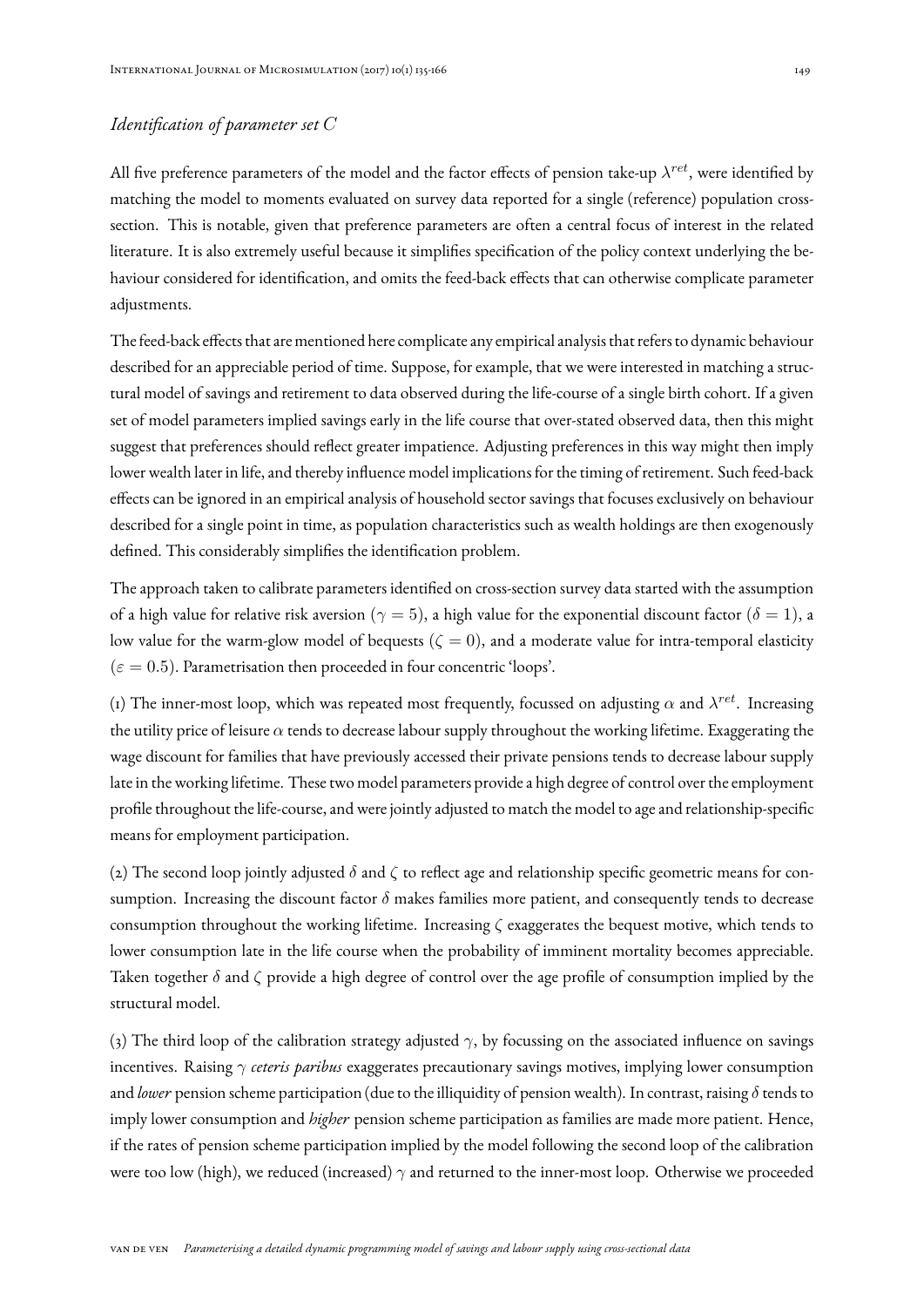### *Identification of parameter set $C$*

All five preference parameters of the model and the factor effects of pension take-up $\lambda^{ret}$, were identified by matching the model to moments evaluated on survey data reported for a single (reference) population cross-section. This is notable, given that preference parameters are often a central focus of interest in the related literature. It is also extremely useful because it simplifies specification of the policy context underlying the behaviour considered for identification, and omits the feed-back effects that can otherwise complicate parameter adjustments.

The feed-back effects that are mentioned here complicate any empirical analysis that refers to dynamic behaviour described for an appreciable period of time. Suppose, for example, that we were interested in matching a structural model of savings and retirement to data observed during the life-course of a single birth cohort. If a given set of model parameters implied savings early in the life course that over-stated observed data, then this might suggest that preferences should reflect greater impatience. Adjusting preferences in this way might then imply lower wealth later in life, and thereby influence model implications for the timing of retirement. Such feed-back effects can be ignored in an empirical analysis of household sector savings that focuses exclusively on behaviour described for a single point in time, as population characteristics such as wealth holdings are then exogenously defined. This considerably simplifies the identification problem.

The approach taken to calibrate parameters identified on cross-section survey data started with the assumption of a high value for relative risk aversion ($\gamma = 5$), a high value for the exponential discount factor ($\delta = 1$), a low value for the warm-glow model of bequests ($\zeta = 0$), and a moderate value for intra-temporal elasticity ($\varepsilon = 0.5$). Parametrisation then proceeded in four concentric 'loops'.

(1) The inner-most loop, which was repeated most frequently, focussed on adjusting $\alpha$ and $\lambda^{ret}$. Increasing the utility price of leisure $\alpha$ tends to decrease labour supply throughout the working lifetime. Exaggerating the wage discount for families that have previously accessed their private pensions tends to decrease labour supply late in the working lifetime. These two model parameters provide a high degree of control over the employment profile throughout the life-course, and were jointly adjusted to match the model to age and relationship-specific means for employment participation.

(2) The second loop jointly adjusted $\delta$ and $\zeta$ to reflect age and relationship specific geometric means for consumption. Increasing the discount factor $\delta$ makes families more patient, and consequently tends to decrease consumption throughout the working lifetime. Increasing $\zeta$ exaggerates the bequest motive, which tends to lower consumption late in the life course when the probability of imminent mortality becomes appreciable. Taken together $\delta$ and $\zeta$ provide a high degree of control over the age profile of consumption implied by the structural model.

(3) The third loop of the calibration strategy adjusted $\gamma$, by focussing on the associated influence on savings incentives. Raising $\gamma$ *ceteris paribus* exaggerates precautionary savings motives, implying lower consumption and *lower* pension scheme participation (due to the illiquidity of pension wealth). In contrast, raising $\delta$ tends to imply lower consumption and *higher* pension scheme participation as families are made more patient. Hence, if the rates of pension scheme participation implied by the model following the second loop of the calibration were too low (high), we reduced (increased) $\gamma$ and returned to the inner-most loop. Otherwise we proceeded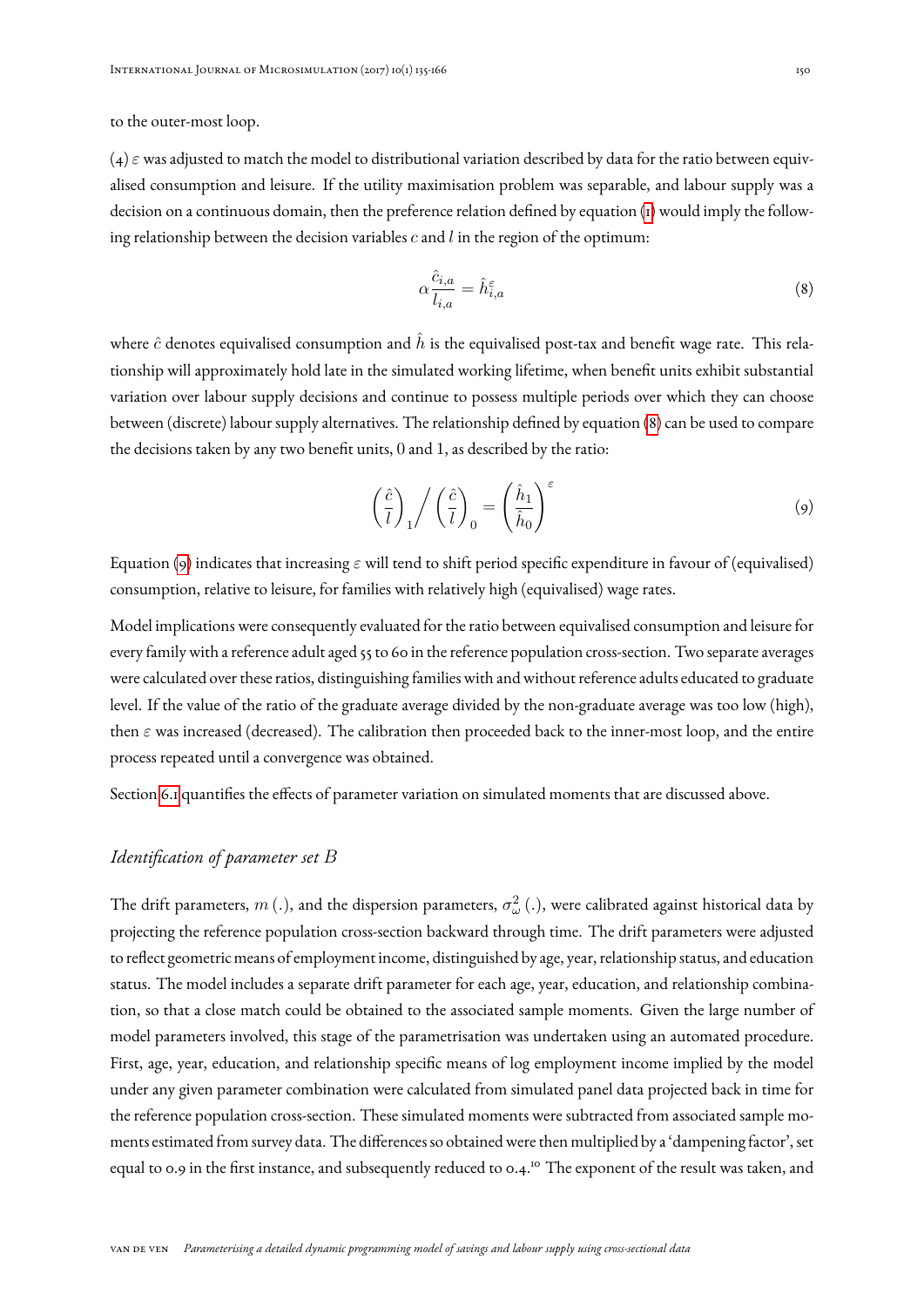to the outer-most loop.

(4) $\varepsilon$ was adjusted to match the model to distributional variation described by data for the ratio between equivalised consumption and leisure. If the utility maximisation problem was separable, and labour supply was a decision on a continuous domain, then the preference relation defined by equation (1) would imply the following relationship between the decision variables $c$ and $l$ in the region of the optimum:

$$\alpha \frac{\hat{c}_{i,a}}{l_{i,a}} = \hat{h}^{\varepsilon}_{i,a} \tag{8}$$

where $\hat{c}$ denotes equivalised consumption and $\hat{h}$ is the equivalised post-tax and benefit wage rate. This relationship will approximately hold late in the simulated working lifetime, when benefit units exhibit substantial variation over labour supply decisions and continue to possess multiple periods over which they can choose between (discrete) labour supply alternatives. The relationship defined by equation (8) can be used to compare the decisions taken by any two benefit units, 0 and 1, as described by the ratio:

$$\left(\frac{\hat{c}}{l}\right)_1 \bigg/ \left(\frac{\hat{c}}{l}\right)_0 = \left(\frac{\hat{h}_1}{\hat{h}_0}\right)^{\varepsilon} \tag{9}$$

Equation (9) indicates that increasing $\varepsilon$ will tend to shift period specific expenditure in favour of (equivalised) consumption, relative to leisure, for families with relatively high (equivalised) wage rates.

Model implications were consequently evaluated for the ratio between equivalised consumption and leisure for every family with a reference adult aged 55 to 60 in the reference population cross-section. Two separate averages were calculated over these ratios, distinguishing families with and without reference adults educated to graduate level. If the value of the ratio of the graduate average divided by the non-graduate average was too low (high), then $\varepsilon$ was increased (decreased). The calibration then proceeded back to the inner-most loop, and the entire process repeated until a convergence was obtained.

Section 6.1 quantifies the effects of parameter variation on simulated moments that are discussed above.

### *Identification of parameter set $B$*

The drift parameters, $m(.)$, and the dispersion parameters, $\sigma^2_{\omega}(.)$, were calibrated against historical data by projecting the reference population cross-section backward through time. The drift parameters were adjusted to reflect geometric means of employment income, distinguished by age, year, relationship status, and education status. The model includes a separate drift parameter for each age, year, education, and relationship combination, so that a close match could be obtained to the associated sample moments. Given the large number of model parameters involved, this stage of the parametrisation was undertaken using an automated procedure. First, age, year, education, and relationship specific means of log employment income implied by the model under any given parameter combination were calculated from simulated panel data projected back in time for the reference population cross-section. These simulated moments were subtracted from associated sample moments estimated from survey data. The differences so obtained were then multiplied by a 'dampening factor', set equal to 0.9 in the first instance, and subsequently reduced to 0.4.[10] The exponent of the result was taken, and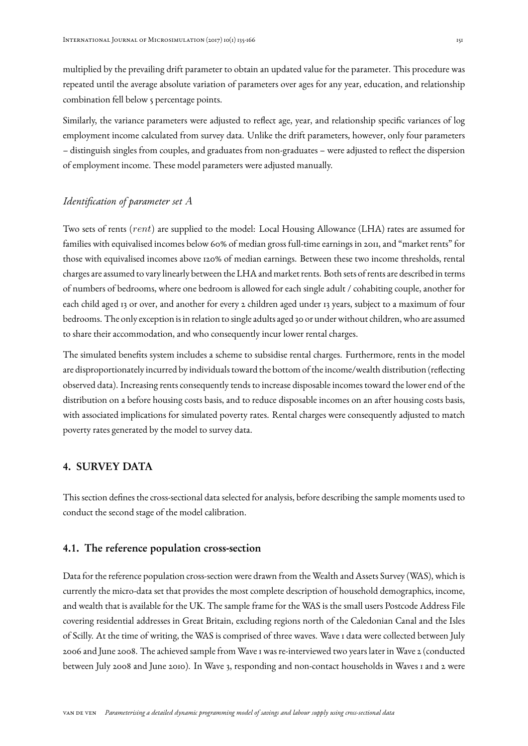multiplied by the prevailing drift parameter to obtain an updated value for the parameter. This procedure was repeated until the average absolute variation of parameters over ages for any year, education, and relationship combination fell below 5 percentage points.

Similarly, the variance parameters were adjusted to reflect age, year, and relationship specific variances of log employment income calculated from survey data. Unlike the drift parameters, however, only four parameters – distinguish singles from couples, and graduates from non-graduates – were adjusted to reflect the dispersion of employment income. These model parameters were adjusted manually.

### *Identification of parameter set $A$*

Two sets of rents ($rent$) are supplied to the model: Local Housing Allowance (LHA) rates are assumed for families with equivalised incomes below 60% of median gross full-time earnings in 2011, and "market rents" for those with equivalised incomes above 120% of median earnings. Between these two income thresholds, rental charges are assumed to vary linearly between the LHA and market rents. Both sets of rents are described in terms of numbers of bedrooms, where one bedroom is allowed for each single adult / cohabiting couple, another for each child aged 13 or over, and another for every 2 children aged under 13 years, subject to a maximum of four bedrooms. The only exception is in relation to single adults aged 30 or under without children, who are assumed to share their accommodation, and who consequently incur lower rental charges.

The simulated benefits system includes a scheme to subsidise rental charges. Furthermore, rents in the model are disproportionately incurred by individuals toward the bottom of the income/wealth distribution (reflecting observed data). Increasing rents consequently tends to increase disposable incomes toward the lower end of the distribution on a before housing costs basis, and to reduce disposable incomes on an after housing costs basis, with associated implications for simulated poverty rates. Rental charges were consequently adjusted to match poverty rates generated by the model to survey data.

## 4. SURVEY DATA

This section defines the cross-sectional data selected for analysis, before describing the sample moments used to conduct the second stage of the model calibration.

### 4.1. The reference population cross-section

Data for the reference population cross-section were drawn from the Wealth and Assets Survey (WAS), which is currently the micro-data set that provides the most complete description of household demographics, income, and wealth that is available for the UK. The sample frame for the WAS is the small users Postcode Address File covering residential addresses in Great Britain, excluding regions north of the Caledonian Canal and the Isles of Scilly. At the time of writing, the WAS is comprised of three waves. Wave 1 data were collected between July 2006 and June 2008. The achieved sample from Wave 1 was re-interviewed two years later in Wave 2 (conducted between July 2008 and June 2010). In Wave 3, responding and non-contact households in Waves 1 and 2 were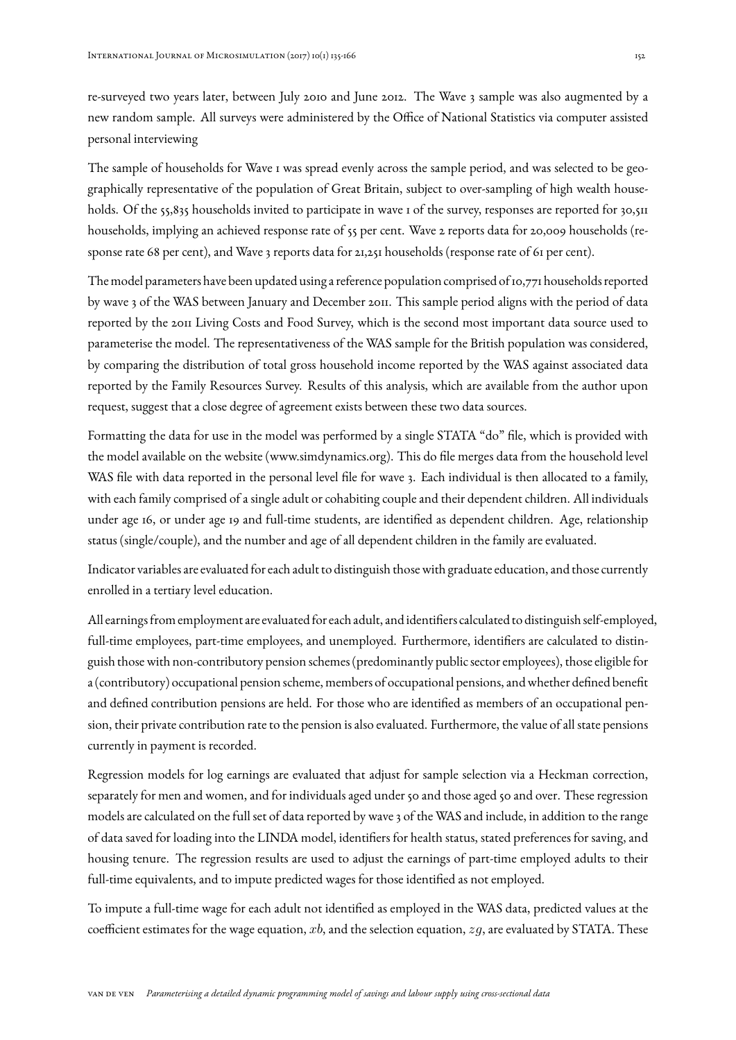re-surveyed two years later, between July 2010 and June 2012. The Wave 3 sample was also augmented by a new random sample. All surveys were administered by the Office of National Statistics via computer assisted personal interviewing

The sample of households for Wave 1 was spread evenly across the sample period, and was selected to be geographically representative of the population of Great Britain, subject to over-sampling of high wealth households. Of the 55,835 households invited to participate in wave 1 of the survey, responses are reported for 30,511 households, implying an achieved response rate of 55 per cent. Wave 2 reports data for 20,009 households (response rate 68 per cent), and Wave 3 reports data for 21,251 households (response rate of 61 per cent).

The model parameters have been updated using a reference population comprised of 10,771 households reported by wave 3 of the WAS between January and December 2011. This sample period aligns with the period of data reported by the 2011 Living Costs and Food Survey, which is the second most important data source used to parameterise the model. The representativeness of the WAS sample for the British population was considered, by comparing the distribution of total gross household income reported by the WAS against associated data reported by the Family Resources Survey. Results of this analysis, which are available from the author upon request, suggest that a close degree of agreement exists between these two data sources.

Formatting the data for use in the model was performed by a single STATA "do" file, which is provided with the model available on the website (www.simdynamics.org). This do file merges data from the household level WAS file with data reported in the personal level file for wave 3. Each individual is then allocated to a family, with each family comprised of a single adult or cohabiting couple and their dependent children. All individuals under age 16, or under age 19 and full-time students, are identified as dependent children. Age, relationship status (single/couple), and the number and age of all dependent children in the family are evaluated.

Indicator variables are evaluated for each adult to distinguish those with graduate education, and those currently enrolled in a tertiary level education.

All earnings from employment are evaluated for each adult, and identifiers calculated to distinguish self-employed, full-time employees, part-time employees, and unemployed. Furthermore, identifiers are calculated to distinguish those with non-contributory pension schemes (predominantly public sector employees), those eligible for a (contributory) occupational pension scheme, members of occupational pensions, and whether defined benefit and defined contribution pensions are held. For those who are identified as members of an occupational pension, their private contribution rate to the pension is also evaluated. Furthermore, the value of all state pensions currently in payment is recorded.

Regression models for log earnings are evaluated that adjust for sample selection via a Heckman correction, separately for men and women, and for individuals aged under 50 and those aged 50 and over. These regression models are calculated on the full set of data reported by wave 3 of the WAS and include, in addition to the range of data saved for loading into the LINDA model, identifiers for health status, stated preferences for saving, and housing tenure. The regression results are used to adjust the earnings of part-time employed adults to their full-time equivalents, and to impute predicted wages for those identified as not employed.

To impute a full-time wage for each adult not identified as employed in the WAS data, predicted values at the coefficient estimates for the wage equation, $xb$, and the selection equation, $zg$, are evaluated by STATA. These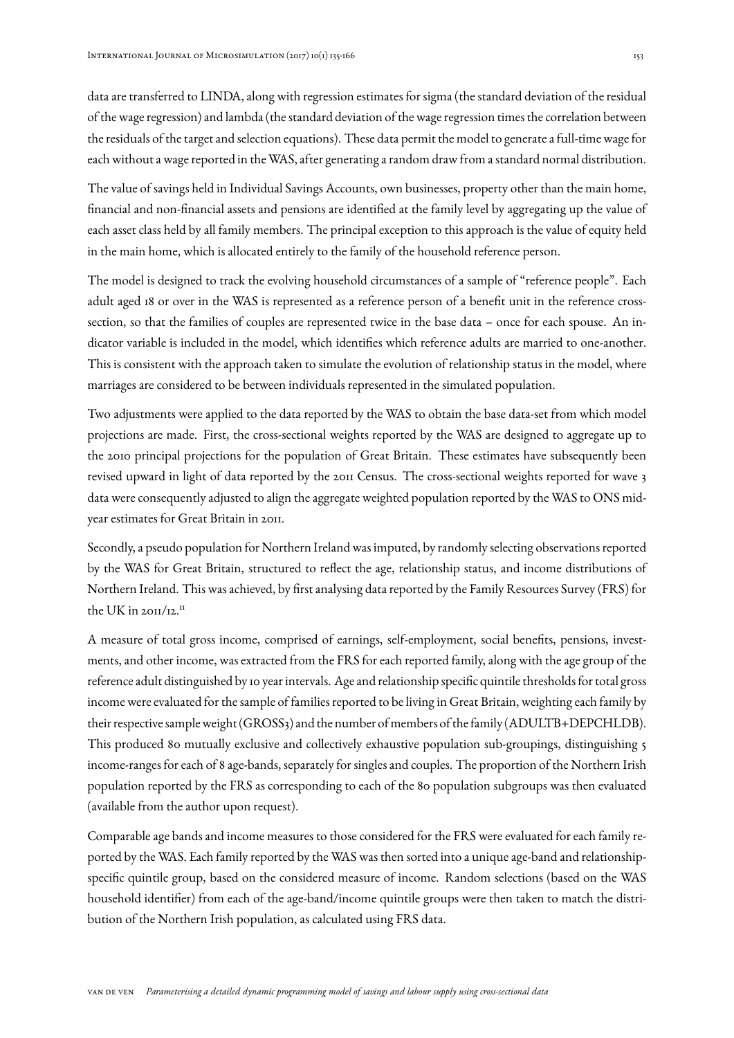data are transferred to LINDA, along with regression estimates for sigma (the standard deviation of the residual of the wage regression) and lambda (the standard deviation of the wage regression times the correlation between the residuals of the target and selection equations). These data permit the model to generate a full-time wage for each without a wage reported in the WAS, after generating a random draw from a standard normal distribution.

The value of savings held in Individual Savings Accounts, own businesses, property other than the main home, financial and non-financial assets and pensions are identified at the family level by aggregating up the value of each asset class held by all family members. The principal exception to this approach is the value of equity held in the main home, which is allocated entirely to the family of the household reference person.

The model is designed to track the evolving household circumstances of a sample of "reference people". Each adult aged 18 or over in the WAS is represented as a reference person of a benefit unit in the reference cross-section, so that the families of couples are represented twice in the base data – once for each spouse. An indicator variable is included in the model, which identifies which reference adults are married to one-another. This is consistent with the approach taken to simulate the evolution of relationship status in the model, where marriages are considered to be between individuals represented in the simulated population.

Two adjustments were applied to the data reported by the WAS to obtain the base data-set from which model projections are made. First, the cross-sectional weights reported by the WAS are designed to aggregate up to the 2010 principal projections for the population of Great Britain. These estimates have subsequently been revised upward in light of data reported by the 2011 Census. The cross-sectional weights reported for wave 3 data were consequently adjusted to align the aggregate weighted population reported by the WAS to ONS mid-year estimates for Great Britain in 2011.

Secondly, a pseudo population for Northern Ireland was imputed, by randomly selecting observations reported by the WAS for Great Britain, structured to reflect the age, relationship status, and income distributions of Northern Ireland. This was achieved, by first analysing data reported by the Family Resources Survey (FRS) for the UK in 2011/12.[11]

A measure of total gross income, comprised of earnings, self-employment, social benefits, pensions, investments, and other income, was extracted from the FRS for each reported family, along with the age group of the reference adult distinguished by 10 year intervals. Age and relationship specific quintile thresholds for total gross income were evaluated for the sample of families reported to be living in Great Britain, weighting each family by their respective sample weight (GROSS3) and the number of members of the family (ADULTB+DEPCHLDB). This produced 80 mutually exclusive and collectively exhaustive population sub-groupings, distinguishing 5 income-ranges for each of 8 age-bands, separately for singles and couples. The proportion of the Northern Irish population reported by the FRS as corresponding to each of the 80 population subgroups was then evaluated (available from the author upon request).

Comparable age bands and income measures to those considered for the FRS were evaluated for each family reported by the WAS. Each family reported by the WAS was then sorted into a unique age-band and relationship-specific quintile group, based on the considered measure of income. Random selections (based on the WAS household identifier) from each of the age-band/income quintile groups were then taken to match the distribution of the Northern Irish population, as calculated using FRS data.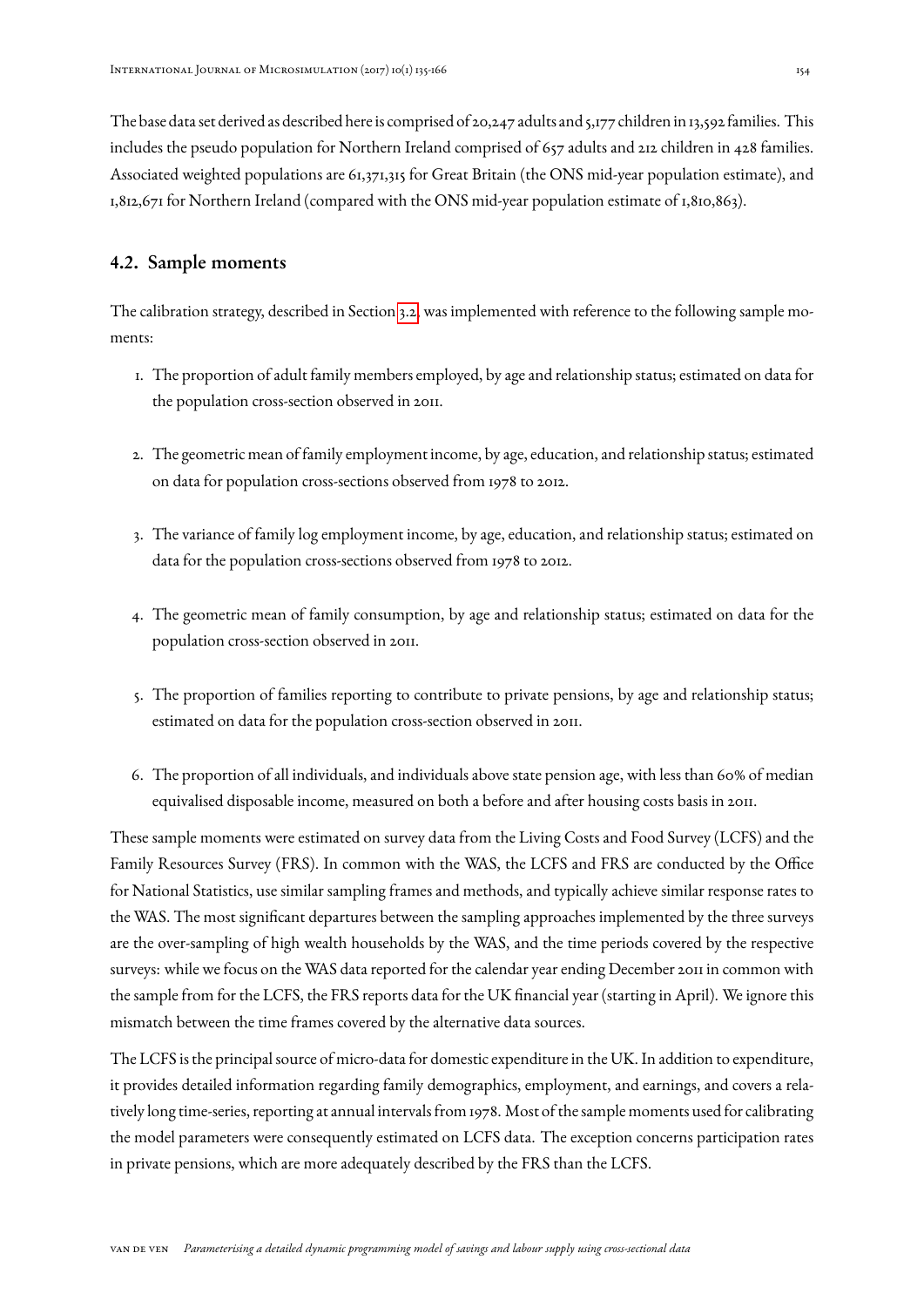The base data set derived as described here is comprised of 20,247 adults and 5,177 children in 13,592 families. This includes the pseudo population for Northern Ireland comprised of 657 adults and 212 children in 428 families. Associated weighted populations are 61,371,315 for Great Britain (the ONS mid-year population estimate), and 1,812,671 for Northern Ireland (compared with the ONS mid-year population estimate of 1,810,863).

## 4.2. Sample moments

The calibration strategy, described in Section 3.2, was implemented with reference to the following sample moments:

1. The proportion of adult family members employed, by age and relationship status; estimated on data for the population cross-section observed in 2011.

2. The geometric mean of family employment income, by age, education, and relationship status; estimated on data for population cross-sections observed from 1978 to 2012.

3. The variance of family log employment income, by age, education, and relationship status; estimated on data for the population cross-sections observed from 1978 to 2012.

4. The geometric mean of family consumption, by age and relationship status; estimated on data for the population cross-section observed in 2011.

5. The proportion of families reporting to contribute to private pensions, by age and relationship status; estimated on data for the population cross-section observed in 2011.

6. The proportion of all individuals, and individuals above state pension age, with less than 60% of median equivalised disposable income, measured on both a before and after housing costs basis in 2011.

These sample moments were estimated on survey data from the Living Costs and Food Survey (LCFS) and the Family Resources Survey (FRS). In common with the WAS, the LCFS and FRS are conducted by the Office for National Statistics, use similar sampling frames and methods, and typically achieve similar response rates to the WAS. The most significant departures between the sampling approaches implemented by the three surveys are the over-sampling of high wealth households by the WAS, and the time periods covered by the respective surveys: while we focus on the WAS data reported for the calendar year ending December 2011 in common with the sample from for the LCFS, the FRS reports data for the UK financial year (starting in April). We ignore this mismatch between the time frames covered by the alternative data sources.

The LCFS is the principal source of micro-data for domestic expenditure in the UK. In addition to expenditure, it provides detailed information regarding family demographics, employment, and earnings, and covers a relatively long time-series, reporting at annual intervals from 1978. Most of the sample moments used for calibrating the model parameters were consequently estimated on LCFS data. The exception concerns participation rates in private pensions, which are more adequately described by the FRS than the LCFS.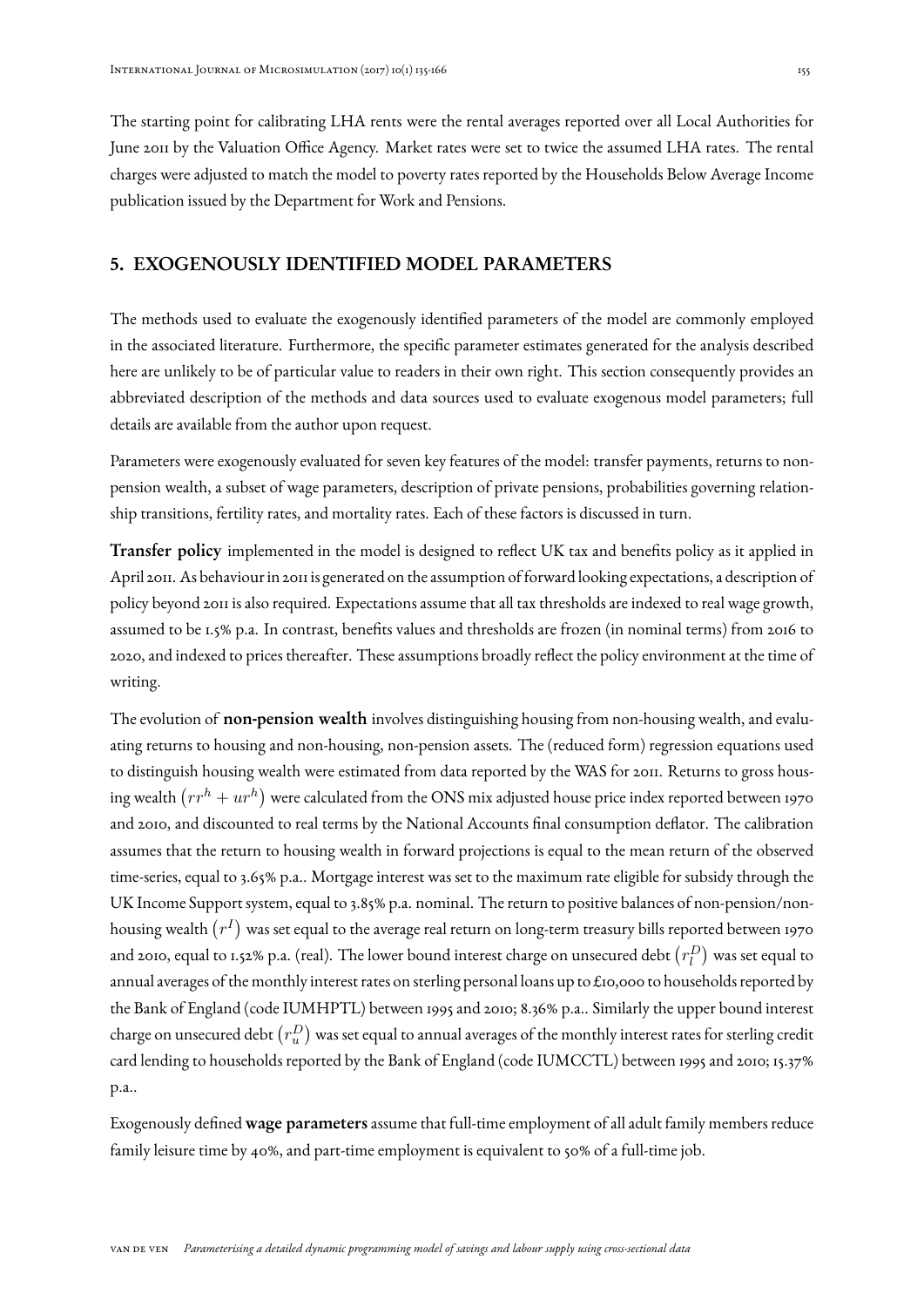The starting point for calibrating LHA rents were the rental averages reported over all Local Authorities for June 2011 by the Valuation Office Agency. Market rates were set to twice the assumed LHA rates. The rental charges were adjusted to match the model to poverty rates reported by the Households Below Average Income publication issued by the Department for Work and Pensions.

## 5. EXOGENOUSLY IDENTIFIED MODEL PARAMETERS

The methods used to evaluate the exogenously identified parameters of the model are commonly employed in the associated literature. Furthermore, the specific parameter estimates generated for the analysis described here are unlikely to be of particular value to readers in their own right. This section consequently provides an abbreviated description of the methods and data sources used to evaluate exogenous model parameters; full details are available from the author upon request.

Parameters were exogenously evaluated for seven key features of the model: transfer payments, returns to non-pension wealth, a subset of wage parameters, description of private pensions, probabilities governing relationship transitions, fertility rates, and mortality rates. Each of these factors is discussed in turn.

**Transfer policy** implemented in the model is designed to reflect UK tax and benefits policy as it applied in April 2011. As behaviour in 2011 is generated on the assumption of forward looking expectations, a description of policy beyond 2011 is also required. Expectations assume that all tax thresholds are indexed to real wage growth, assumed to be 1.5% p.a. In contrast, benefits values and thresholds are frozen (in nominal terms) from 2016 to 2020, and indexed to prices thereafter. These assumptions broadly reflect the policy environment at the time of writing.

The evolution of **non-pension wealth** involves distinguishing housing from non-housing wealth, and evaluating returns to housing and non-housing, non-pension assets. The (reduced form) regression equations used to distinguish housing wealth were estimated from data reported by the WAS for 2011. Returns to gross housing wealth $\left(rr^h + ur^h\right)$ were calculated from the ONS mix adjusted house price index reported between 1970 and 2010, and discounted to real terms by the National Accounts final consumption deflator. The calibration assumes that the return to housing wealth in forward projections is equal to the mean return of the observed time-series, equal to 3.65% p.a.. Mortgage interest was set to the maximum rate eligible for subsidy through the UK Income Support system, equal to 3.85% p.a. nominal. The return to positive balances of non-pension/non-housing wealth $\left(r^I\right)$ was set equal to the average real return on long-term treasury bills reported between 1970 and 2010, equal to 1.52% p.a. (real). The lower bound interest charge on unsecured debt $\left(r_l^D\right)$ was set equal to annual averages of the monthly interest rates on sterling personal loans up to £10,000 to households reported by the Bank of England (code IUMHPTL) between 1995 and 2010; 8.36% p.a.. Similarly the upper bound interest charge on unsecured debt $\left(r_u^D\right)$ was set equal to annual averages of the monthly interest rates for sterling credit card lending to households reported by the Bank of England (code IUMCCTL) between 1995 and 2010; 15.37% p.a..

Exogenously defined **wage parameters** assume that full-time employment of all adult family members reduce family leisure time by 40%, and part-time employment is equivalent to 50% of a full-time job.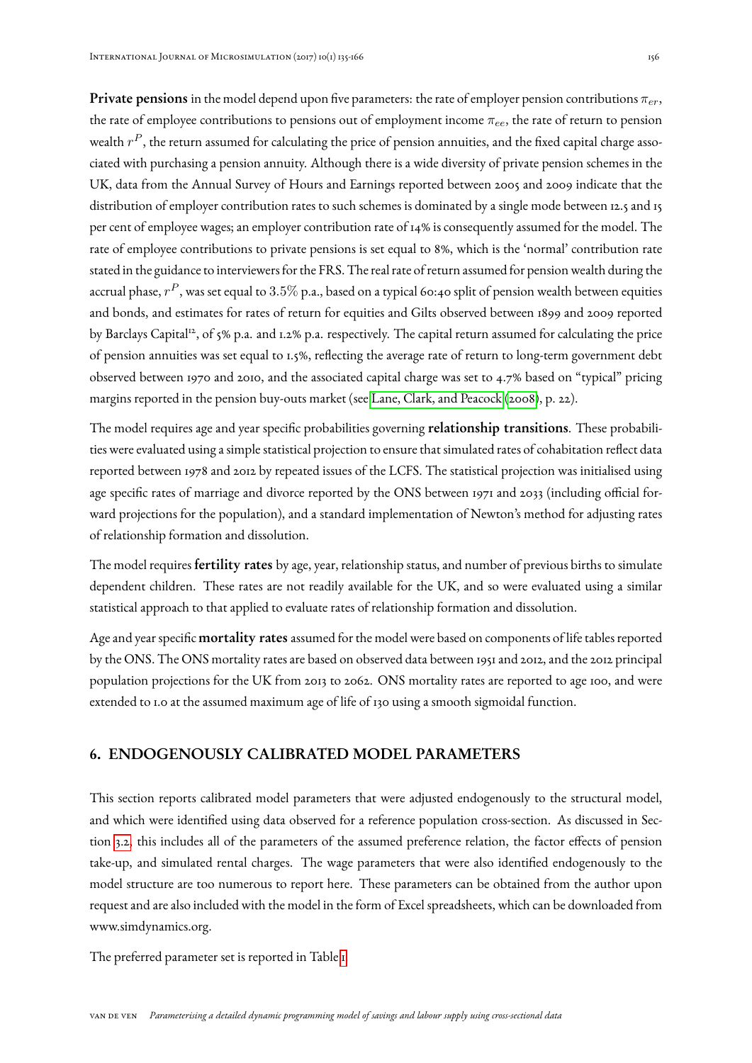**Private pensions** in the model depend upon five parameters: the rate of employer pension contributions $\pi_{er}$, the rate of employee contributions to pensions out of employment income $\pi_{ee}$, the rate of return to pension wealth $r^P$, the return assumed for calculating the price of pension annuities, and the fixed capital charge associated with purchasing a pension annuity. Although there is a wide diversity of private pension schemes in the UK, data from the Annual Survey of Hours and Earnings reported between 2005 and 2009 indicate that the distribution of employer contribution rates to such schemes is dominated by a single mode between 12.5 and 15 per cent of employee wages; an employer contribution rate of 14% is consequently assumed for the model. The rate of employee contributions to private pensions is set equal to 8%, which is the 'normal' contribution rate stated in the guidance to interviewers for the FRS. The real rate of return assumed for pension wealth during the accrual phase, $r^P$, was set equal to $3.5\%$ p.a., based on a typical 60:40 split of pension wealth between equities and bonds, and estimates for rates of return for equities and Gilts observed between 1899 and 2009 reported by Barclays Capital[12], of 5% p.a. and 1.2% p.a. respectively. The capital return assumed for calculating the price of pension annuities was set equal to 1.5%, reflecting the average rate of return to long-term government debt observed between 1970 and 2010, and the associated capital charge was set to 4.7% based on "typical" pricing margins reported in the pension buy-outs market (see Lane, Clark, and Peacock (2008), p. 22).

The model requires age and year specific probabilities governing **relationship transitions**. These probabilities were evaluated using a simple statistical projection to ensure that simulated rates of cohabitation reflect data reported between 1978 and 2012 by repeated issues of the LCFS. The statistical projection was initialised using age specific rates of marriage and divorce reported by the ONS between 1971 and 2033 (including official forward projections for the population), and a standard implementation of Newton's method for adjusting rates of relationship formation and dissolution.

The model requires **fertility rates** by age, year, relationship status, and number of previous births to simulate dependent children. These rates are not readily available for the UK, and so were evaluated using a similar statistical approach to that applied to evaluate rates of relationship formation and dissolution.

Age and year specific **mortality rates** assumed for the model were based on components of life tables reported by the ONS. The ONS mortality rates are based on observed data between 1951 and 2012, and the 2012 principal population projections for the UK from 2013 to 2062. ONS mortality rates are reported to age 100, and were extended to 1.0 at the assumed maximum age of life of 130 using a smooth sigmoidal function.

## 6. ENDOGENOUSLY CALIBRATED MODEL PARAMETERS

This section reports calibrated model parameters that were adjusted endogenously to the structural model, and which were identified using data observed for a reference population cross-section. As discussed in Section 3.2, this includes all of the parameters of the assumed preference relation, the factor effects of pension take-up, and simulated rental charges. The wage parameters that were also identified endogenously to the model structure are too numerous to report here. These parameters can be obtained from the author upon request and are also included with the model in the form of Excel spreadsheets, which can be downloaded from www.simdynamics.org.

The preferred parameter set is reported in Table 1.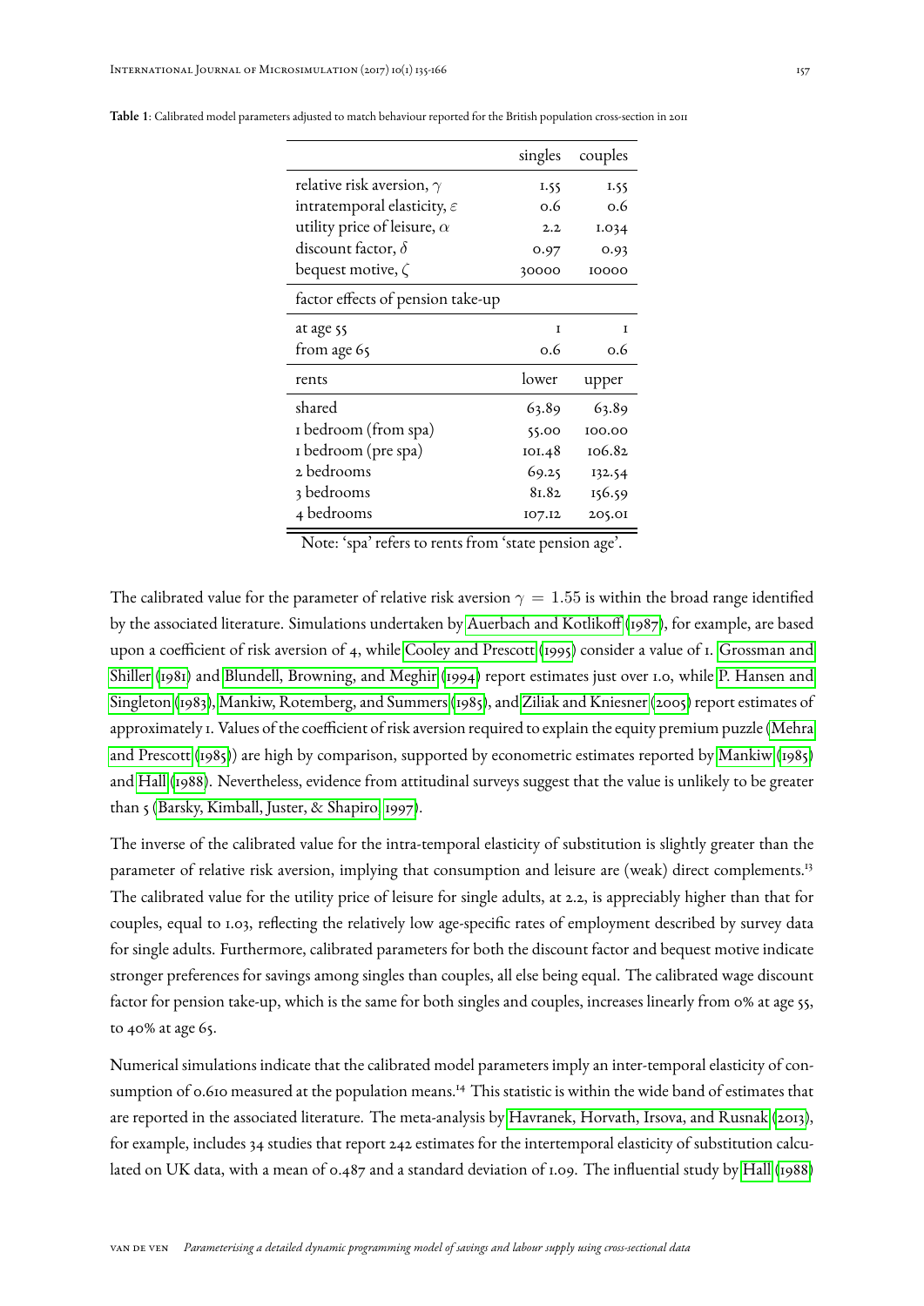**Table 1**: Calibrated model parameters adjusted to match behaviour reported for the British population cross-section in 2011

| | singles | couples |
|---|---|---|
| relative risk aversion, $\gamma$ | 1.55 | 1.55 |
| intratemporal elasticity, $\varepsilon$ | 0.6 | 0.6 |
| utility price of leisure, $\alpha$ | 2.2 | 1.034 |
| discount factor, $\delta$ | 0.97 | 0.93 |
| bequest motive, $\zeta$ | 30000 | 10000 |
| **factor effects of pension take-up** | | |
| at age 55 | 1 | 1 |
| from age 65 | 0.6 | 0.6 |
| **rents** | **lower** | **upper** |
| shared | 63.89 | 63.89 |
| 1 bedroom (from spa) | 55.00 | 100.00 |
| 1 bedroom (pre spa) | 101.48 | 106.82 |
| 2 bedrooms | 69.25 | 132.54 |
| 3 bedrooms | 81.82 | 156.59 |
| 4 bedrooms | 107.12 | 205.01 |

Note: 'spa' refers to rents from 'state pension age'.

The calibrated value for the parameter of relative risk aversion $\gamma = 1.55$ is within the broad range identified by the associated literature. Simulations undertaken by Auerbach and Kotlikoff (1987), for example, are based upon a coefficient of risk aversion of 4, while Cooley and Prescott (1995) consider a value of 1. Grossman and Shiller (1981) and Blundell, Browning, and Meghir (1994) report estimates just over 1.0, while P. Hansen and Singleton (1983), Mankiw, Rotemberg, and Summers (1985), and Ziliak and Kniesner (2005) report estimates of approximately 1. Values of the coefficient of risk aversion required to explain the equity premium puzzle (Mehra and Prescott (1985)) are high by comparison, supported by econometric estimates reported by Mankiw (1985) and Hall (1988). Nevertheless, evidence from attitudinal surveys suggest that the value is unlikely to be greater than 5 (Barsky, Kimball, Juster, & Shapiro, 1997).

The inverse of the calibrated value for the intra-temporal elasticity of substitution is slightly greater than the parameter of relative risk aversion, implying that consumption and leisure are (weak) direct complements.[13] The calibrated value for the utility price of leisure for single adults, at 2.2, is appreciably higher than that for couples, equal to 1.03, reflecting the relatively low age-specific rates of employment described by survey data for single adults. Furthermore, calibrated parameters for both the discount factor and bequest motive indicate stronger preferences for savings among singles than couples, all else being equal. The calibrated wage discount factor for pension take-up, which is the same for both singles and couples, increases linearly from 0% at age 55, to 40% at age 65.

Numerical simulations indicate that the calibrated model parameters imply an inter-temporal elasticity of consumption of 0.610 measured at the population means.[14] This statistic is within the wide band of estimates that are reported in the associated literature. The meta-analysis by Havranek, Horvath, Irsova, and Rusnak (2013), for example, includes 34 studies that report 242 estimates for the intertemporal elasticity of substitution calculated on UK data, with a mean of 0.487 and a standard deviation of 1.09. The influential study by Hall (1988)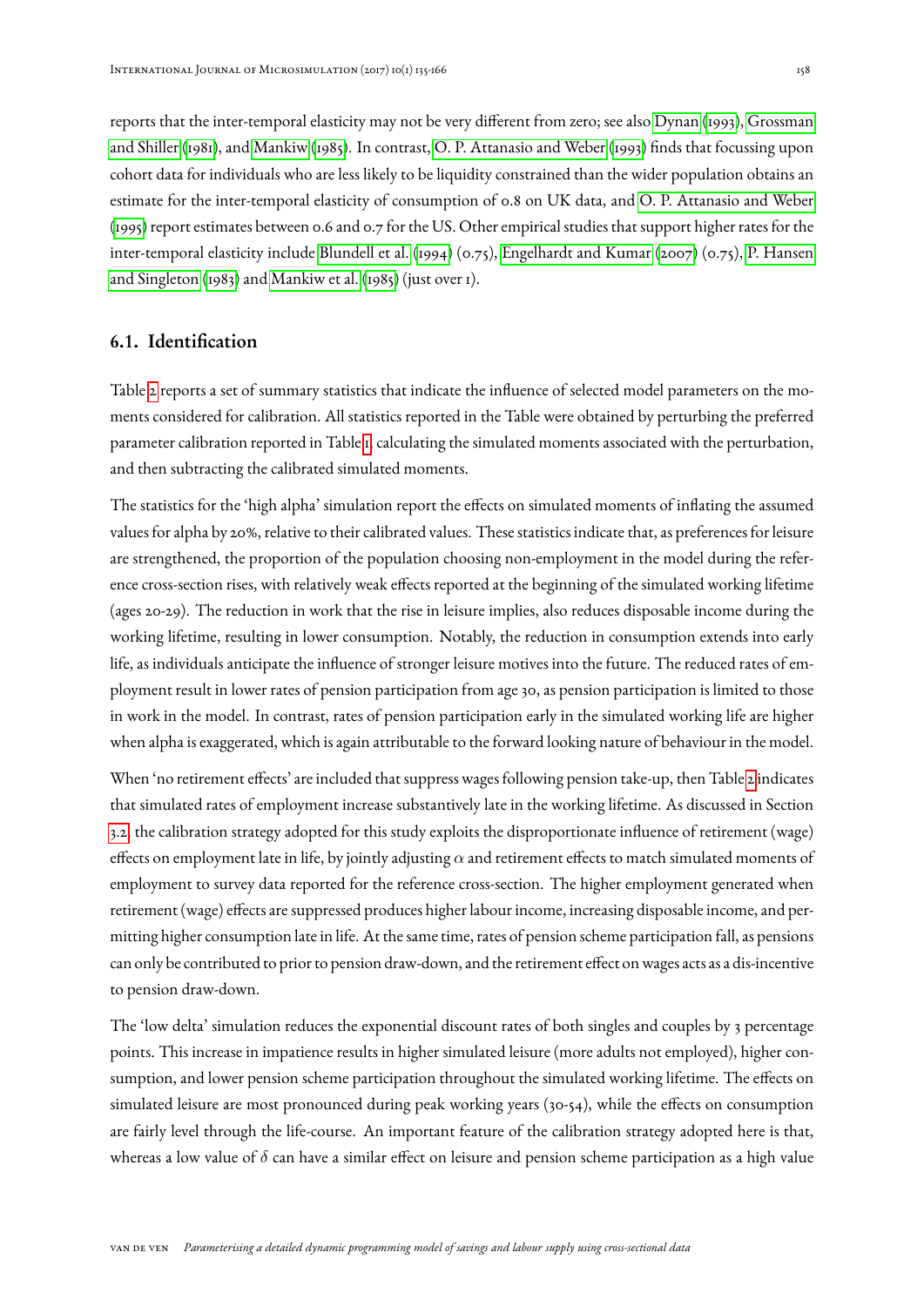reports that the inter-temporal elasticity may not be very different from zero; see also Dynan (1993), Grossman and Shiller (1981), and Mankiw (1985). In contrast, O. P. Attanasio and Weber (1993) finds that focussing upon cohort data for individuals who are less likely to be liquidity constrained than the wider population obtains an estimate for the inter-temporal elasticity of consumption of 0.8 on UK data, and O. P. Attanasio and Weber (1995) report estimates between 0.6 and 0.7 for the US. Other empirical studies that support higher rates for the inter-temporal elasticity include Blundell et al. (1994) (0.75), Engelhardt and Kumar (2007) (0.75), P. Hansen and Singleton (1983) and Mankiw et al. (1985) (just over 1).

## 6.1. Identification

Table 2 reports a set of summary statistics that indicate the influence of selected model parameters on the moments considered for calibration. All statistics reported in the Table were obtained by perturbing the preferred parameter calibration reported in Table 1, calculating the simulated moments associated with the perturbation, and then subtracting the calibrated simulated moments.

The statistics for the 'high alpha' simulation report the effects on simulated moments of inflating the assumed values for alpha by 20%, relative to their calibrated values. These statistics indicate that, as preferences for leisure are strengthened, the proportion of the population choosing non-employment in the model during the reference cross-section rises, with relatively weak effects reported at the beginning of the simulated working lifetime (ages 20-29). The reduction in work that the rise in leisure implies, also reduces disposable income during the working lifetime, resulting in lower consumption. Notably, the reduction in consumption extends into early life, as individuals anticipate the influence of stronger leisure motives into the future. The reduced rates of employment result in lower rates of pension participation from age 30, as pension participation is limited to those in work in the model. In contrast, rates of pension participation early in the simulated working life are higher when alpha is exaggerated, which is again attributable to the forward looking nature of behaviour in the model.

When 'no retirement effects' are included that suppress wages following pension take-up, then Table 2 indicates that simulated rates of employment increase substantively late in the working lifetime. As discussed in Section 3.2, the calibration strategy adopted for this study exploits the disproportionate influence of retirement (wage) effects on employment late in life, by jointly adjusting $\alpha$ and retirement effects to match simulated moments of employment to survey data reported for the reference cross-section. The higher employment generated when retirement (wage) effects are suppressed produces higher labour income, increasing disposable income, and permitting higher consumption late in life. At the same time, rates of pension scheme participation fall, as pensions can only be contributed to prior to pension draw-down, and the retirement effect on wages acts as a dis-incentive to pension draw-down.

The 'low delta' simulation reduces the exponential discount rates of both singles and couples by 3 percentage points. This increase in impatience results in higher simulated leisure (more adults not employed), higher consumption, and lower pension scheme participation throughout the simulated working lifetime. The effects on simulated leisure are most pronounced during peak working years (30-54), while the effects on consumption are fairly level through the life-course. An important feature of the calibration strategy adopted here is that, whereas a low value of $\delta$ can have a similar effect on leisure and pension scheme participation as a high value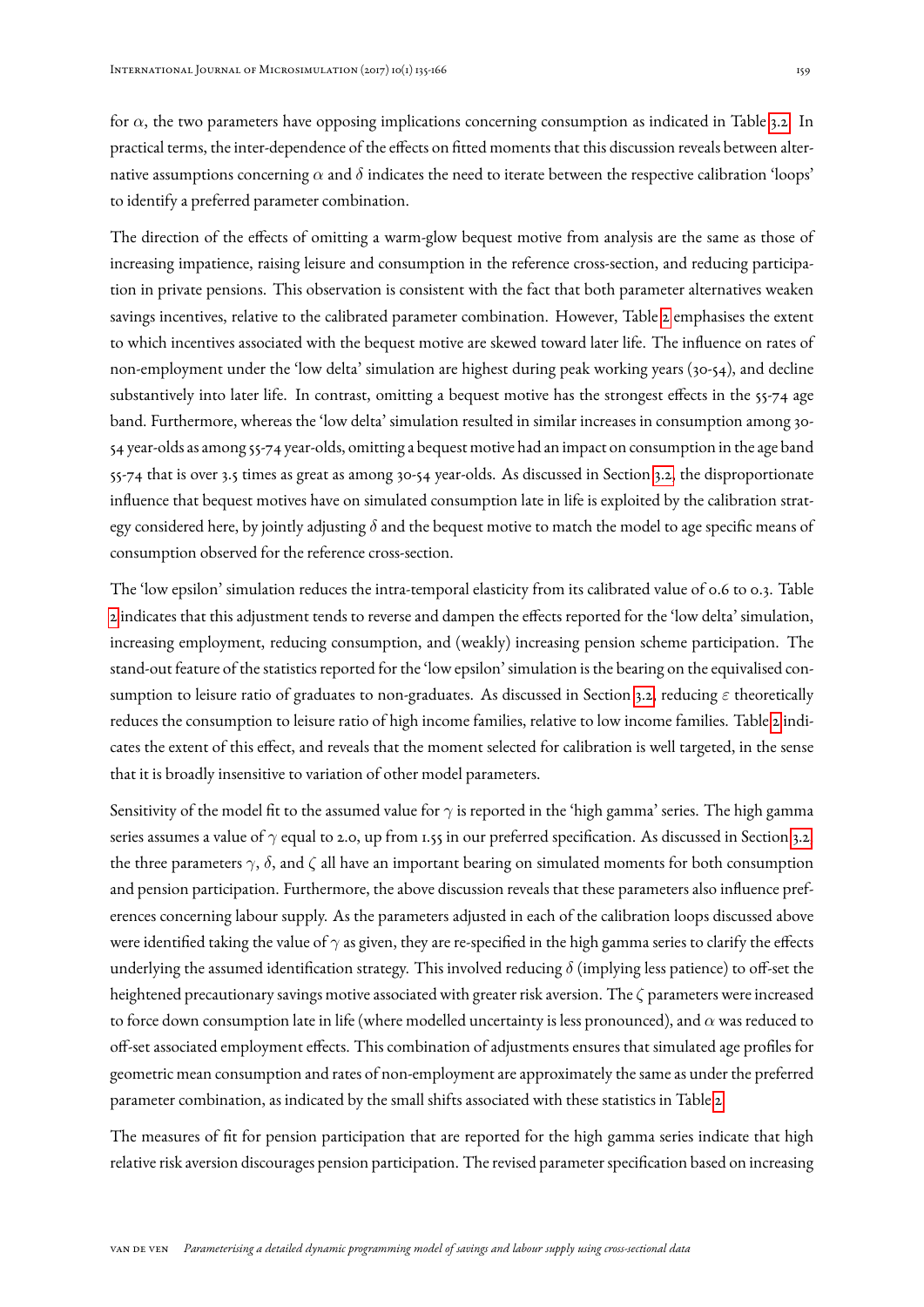for $\alpha$, the two parameters have opposing implications concerning consumption as indicated in Table 3.2. In practical terms, the inter-dependence of the effects on fitted moments that this discussion reveals between alternative assumptions concerning $\alpha$ and $\delta$ indicates the need to iterate between the respective calibration 'loops' to identify a preferred parameter combination.

The direction of the effects of omitting a warm-glow bequest motive from analysis are the same as those of increasing impatience, raising leisure and consumption in the reference cross-section, and reducing participation in private pensions. This observation is consistent with the fact that both parameter alternatives weaken savings incentives, relative to the calibrated parameter combination. However, Table 2 emphasises the extent to which incentives associated with the bequest motive are skewed toward later life. The influence on rates of non-employment under the 'low delta' simulation are highest during peak working years (30-54), and decline substantively into later life. In contrast, omitting a bequest motive has the strongest effects in the 55-74 age band. Furthermore, whereas the 'low delta' simulation resulted in similar increases in consumption among 30-54 year-olds as among 55-74 year-olds, omitting a bequest motive had an impact on consumption in the age band 55-74 that is over 3.5 times as great as among 30-54 year-olds. As discussed in Section 3.2, the disproportionate influence that bequest motives have on simulated consumption late in life is exploited by the calibration strategy considered here, by jointly adjusting $\delta$ and the bequest motive to match the model to age specific means of consumption observed for the reference cross-section.

The 'low epsilon' simulation reduces the intra-temporal elasticity from its calibrated value of 0.6 to 0.3. Table 2 indicates that this adjustment tends to reverse and dampen the effects reported for the 'low delta' simulation, increasing employment, reducing consumption, and (weakly) increasing pension scheme participation. The stand-out feature of the statistics reported for the 'low epsilon' simulation is the bearing on the equivalised consumption to leisure ratio of graduates to non-graduates. As discussed in Section 3.2, reducing $\varepsilon$ theoretically reduces the consumption to leisure ratio of high income families, relative to low income families. Table 2 indicates the extent of this effect, and reveals that the moment selected for calibration is well targeted, in the sense that it is broadly insensitive to variation of other model parameters.

Sensitivity of the model fit to the assumed value for $\gamma$ is reported in the 'high gamma' series. The high gamma series assumes a value of $\gamma$ equal to 2.0, up from 1.55 in our preferred specification. As discussed in Section 3.2, the three parameters $\gamma$, $\delta$, and $\zeta$ all have an important bearing on simulated moments for both consumption and pension participation. Furthermore, the above discussion reveals that these parameters also influence preferences concerning labour supply. As the parameters adjusted in each of the calibration loops discussed above were identified taking the value of $\gamma$ as given, they are re-specified in the high gamma series to clarify the effects underlying the assumed identification strategy. This involved reducing $\delta$ (implying less patience) to off-set the heightened precautionary savings motive associated with greater risk aversion. The $\zeta$ parameters were increased to force down consumption late in life (where modelled uncertainty is less pronounced), and $\alpha$ was reduced to off-set associated employment effects. This combination of adjustments ensures that simulated age profiles for geometric mean consumption and rates of non-employment are approximately the same as under the preferred parameter combination, as indicated by the small shifts associated with these statistics in Table 2.

The measures of fit for pension participation that are reported for the high gamma series indicate that high relative risk aversion discourages pension participation. The revised parameter specification based on increasing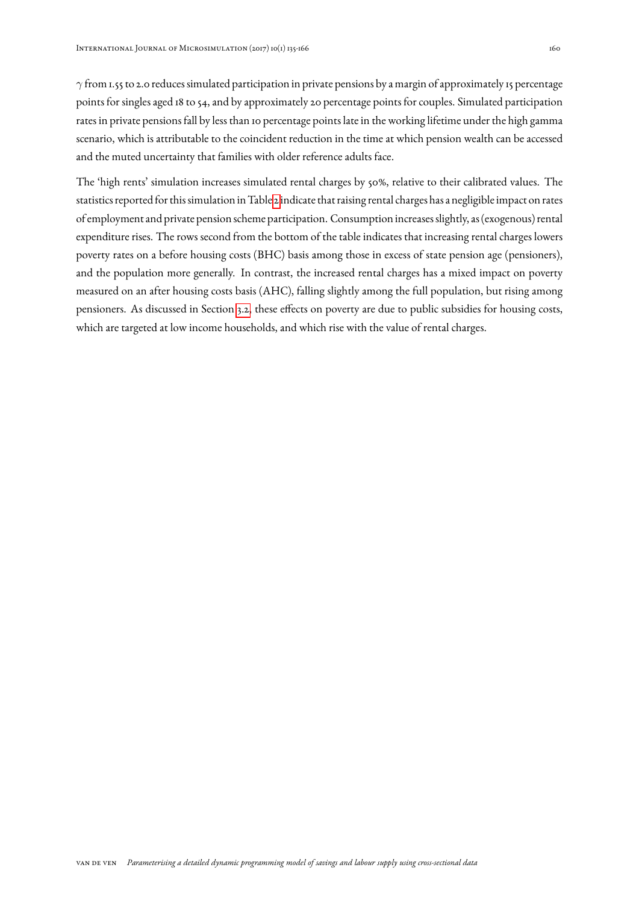$\gamma$ from 1.55 to 2.0 reduces simulated participation in private pensions by a margin of approximately 15 percentage points for singles aged 18 to 54, and by approximately 20 percentage points for couples. Simulated participation rates in private pensions fall by less than 10 percentage points late in the working lifetime under the high gamma scenario, which is attributable to the coincident reduction in the time at which pension wealth can be accessed and the muted uncertainty that families with older reference adults face.

The 'high rents' simulation increases simulated rental charges by 50%, relative to their calibrated values. The statistics reported for this simulation in Table 2 indicate that raising rental charges has a negligible impact on rates of employment and private pension scheme participation. Consumption increases slightly, as (exogenous) rental expenditure rises. The rows second from the bottom of the table indicates that increasing rental charges lowers poverty rates on a before housing costs (BHC) basis among those in excess of state pension age (pensioners), and the population more generally. In contrast, the increased rental charges has a mixed impact on poverty measured on an after housing costs basis (AHC), falling slightly among the full population, but rising among pensioners. As discussed in Section 3.2, these effects on poverty are due to public subsidies for housing costs, which are targeted at low income households, and which rise with the value of rental charges.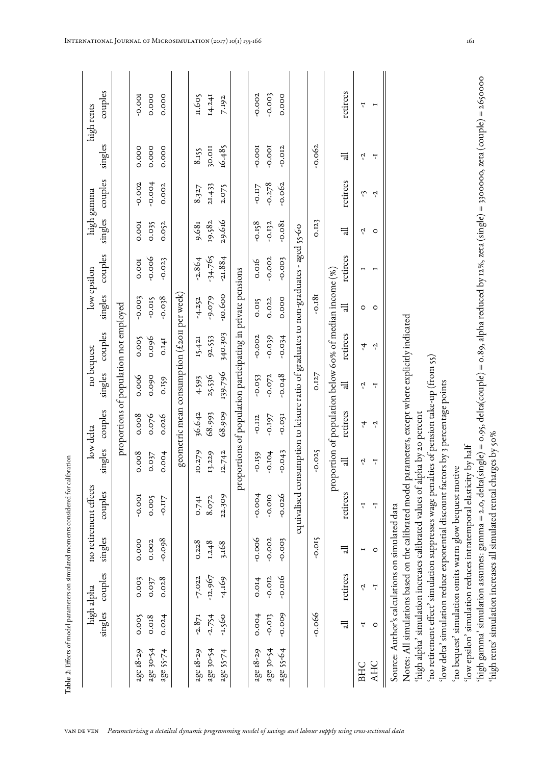**Table 2**: Effects of model parameters on simulated moments considered for calibration

| | high alpha | | no retirement effects | | low delta | | no bequest | | low epsilon | | high gamma | | high rents | |
|---|---|---|---|---|---|---|---|---|---|---|---|---|---|---|
| | singles | couples | singles | couples | singles | couples | singles | couples | singles | couples | singles | couples | singles | couples |
| | proportions of population not employed | | | | | | | | | | | | | |
| age 18-29 | 0.005 | 0.003 | 0.000 | -0.001 | 0.008 | 0.008 | 0.006 | 0.005 | -0.003 | 0.001 | 0.001 | -0.002 | 0.000 | -0.001 |
| age 30-54 | 0.018 | 0.037 | 0.002 | 0.005 | 0.037 | 0.076 | 0.090 | 0.096 | -0.015 | -0.006 | 0.035 | -0.004 | 0.000 | 0.000 |
| age 55-74 | 0.024 | 0.028 | -0.098 | -0.117 | 0.004 | 0.026 | 0.159 | 0.141 | -0.038 | -0.023 | 0.052 | 0.002 | 0.000 | 0.000 |
| | geometric mean consumption (£2011 per week) | | | | | | | | | | | | | |
| age 18-29 | -2.871 | -7.022 | 0.228 | 0.741 | 10.279 | 36.642 | 4.593 | 15.421 | -4.252 | -2.864 | 9.681 | 8.327 | 8.155 | 11.605 |
| age 30-54 | -2.754 | -12.967 | 1.248 | 8.072 | 13.229 | 68.993 | 25.536 | 92.553 | -9.079 | -34.765 | 19.582 | 21.433 | 30.011 | 14.241 |
| age 55-74 | -1.560 | -4.169 | 3.168 | 22.309 | 12.742 | 68.909 | 139.796 | 340.303 | -10.600 | -21.884 | 29.616 | 2.075 | 16.485 | 7.192 |
| | proportions of population participating in private pensions | | | | | | | | | | | | | |
| age 18-29 | 0.004 | 0.014 | -0.006 | -0.004 | -0.159 | -0.112 | -0.053 | -0.002 | 0.015 | 0.016 | -0.158 | -0.117 | -0.001 | -0.002 |
| age 30-54 | -0.013 | -0.012 | -0.002 | -0.010 | -0.104 | -0.197 | -0.072 | -0.039 | 0.022 | -0.002 | -0.132 | -0.278 | -0.001 | -0.003 |
| age 55-64 | -0.009 | -0.016 | -0.003 | -0.026 | -0.043 | -0.031 | -0.048 | -0.034 | 0.000 | -0.003 | -0.081 | -0.062 | -0.012 | 0.000 |
| | equivalised consumption to leisure ratio of graduates to non-graduates - aged 55-60 | | | | | | | | | | | | | |
| | -0.066 | | -0.015 | | -0.025 | | 0.127 | | -0.181 | | 0.123 | | -0.062 | |
| | proportion of population below 60% of median income (%) | | | | | | | | | | | | | |
| | all | retirees | all | retirees | all | retirees | all | retirees | all | retirees | all | retirees | all | retirees |
| BHC | -1 | -2 | 1 | -1 | -2 | -4 | -2 | -4 | 0 | 1 | -2 | -3 | -2 | -1 |
| AHC | 0 | -1 | 0 | -1 | -1 | -2 | -1 | -2 | 0 | 1 | 0 | -2 | -1 | 1 |

Source: Author's calculations on simulated data

Notes: All simulations based on the calibrated model parameters, except where explicitly indicated
'high alpha' simulation increases calibrated values of alpha by 20 percent
'no retirement effect' simulation suppresses wage penalties of pension take-up (from 55)
'low delta' simulation reduce exponential discount factors by 3 percentage points
'no bequest' simulation omits warm glow bequest motive
'low epsilon' simulation reduces intratemporal elasticity by half
'high gamma' simulation assumes: gamma = 2.0, delta(single) = 0.95, delta(couple) = 0.89, alpha reduced by 12%, zeta (single) = 330000, zeta (couple) = 265000
'high rents' simulation increases all simulated rental charges by 50%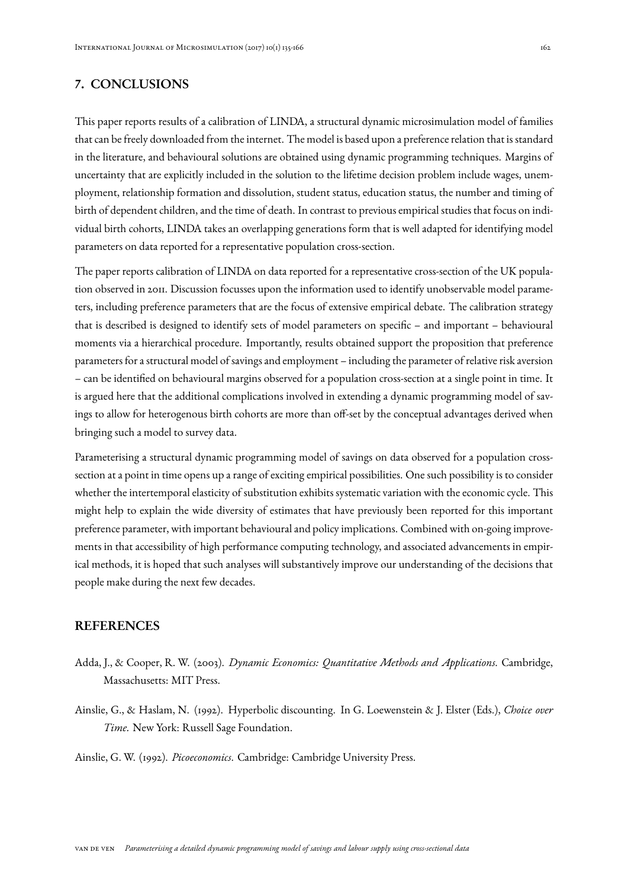## 7. CONCLUSIONS

This paper reports results of a calibration of LINDA, a structural dynamic microsimulation model of families that can be freely downloaded from the internet. The model is based upon a preference relation that is standard in the literature, and behavioural solutions are obtained using dynamic programming techniques. Margins of uncertainty that are explicitly included in the solution to the lifetime decision problem include wages, unemployment, relationship formation and dissolution, student status, education status, the number and timing of birth of dependent children, and the time of death. In contrast to previous empirical studies that focus on individual birth cohorts, LINDA takes an overlapping generations form that is well adapted for identifying model parameters on data reported for a representative population cross-section.

The paper reports calibration of LINDA on data reported for a representative cross-section of the UK population observed in 2011. Discussion focusses upon the information used to identify unobservable model parameters, including preference parameters that are the focus of extensive empirical debate. The calibration strategy that is described is designed to identify sets of model parameters on specific – and important – behavioural moments via a hierarchical procedure. Importantly, results obtained support the proposition that preference parameters for a structural model of savings and employment – including the parameter of relative risk aversion – can be identified on behavioural margins observed for a population cross-section at a single point in time. It is argued here that the additional complications involved in extending a dynamic programming model of savings to allow for heterogenous birth cohorts are more than off-set by the conceptual advantages derived when bringing such a model to survey data.

Parameterising a structural dynamic programming model of savings on data observed for a population cross-section at a point in time opens up a range of exciting empirical possibilities. One such possibility is to consider whether the intertemporal elasticity of substitution exhibits systematic variation with the economic cycle. This might help to explain the wide diversity of estimates that have previously been reported for this important preference parameter, with important behavioural and policy implications. Combined with on-going improvements in that accessibility of high performance computing technology, and associated advancements in empirical methods, it is hoped that such analyses will substantively improve our understanding of the decisions that people make during the next few decades.

## REFERENCES

Adda, J., & Cooper, R. W. (2003). *Dynamic Economics: Quantitative Methods and Applications.* Cambridge, Massachusetts: MIT Press.

Ainslie, G., & Haslam, N. (1992). Hyperbolic discounting. In G. Loewenstein & J. Elster (Eds.), *Choice over Time.* New York: Russell Sage Foundation.

Ainslie, G. W. (1992). *Picoeconomics.* Cambridge: Cambridge University Press.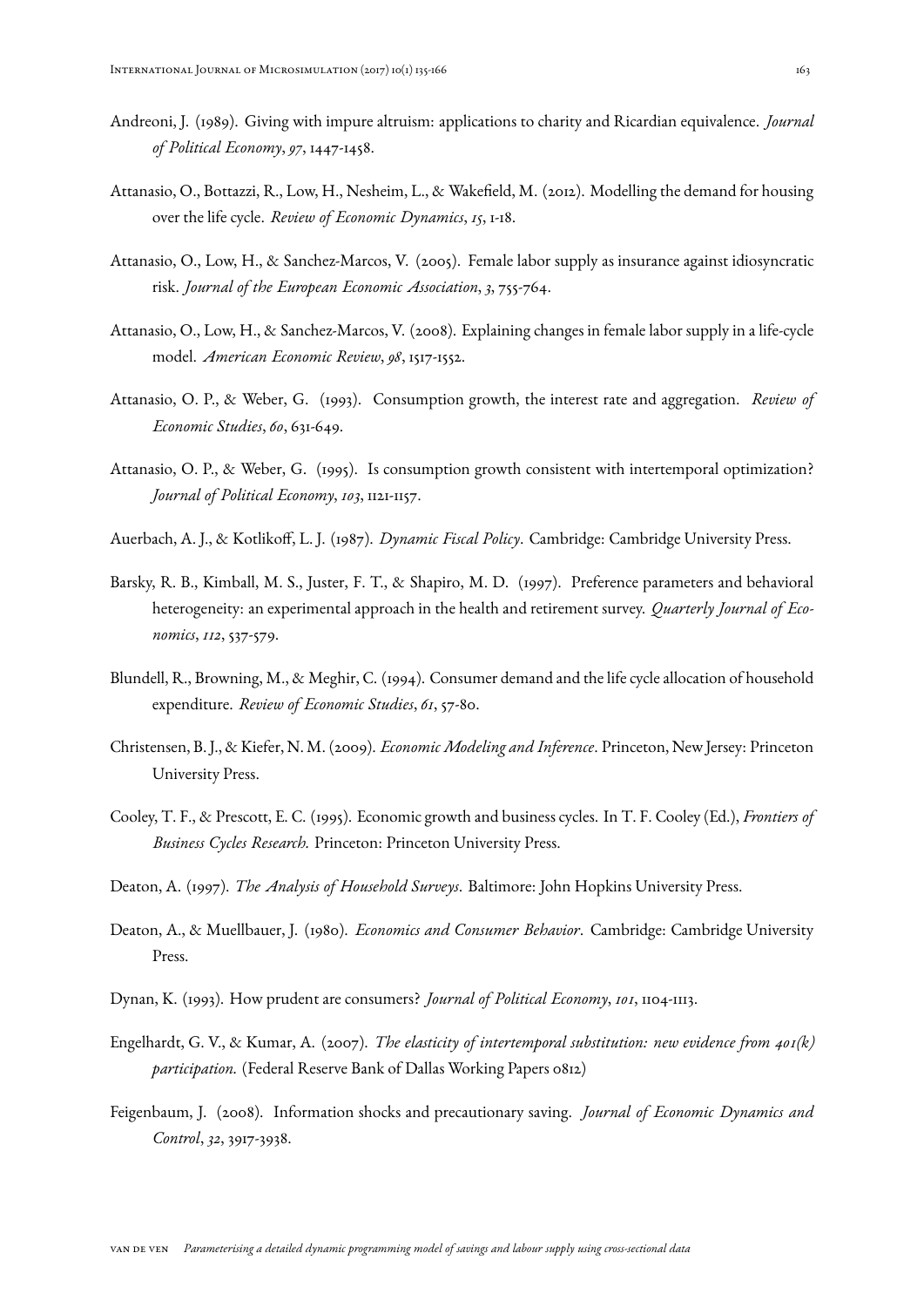Andreoni, J. (1989). Giving with impure altruism: applications to charity and Ricardian equivalence. *Journal of Political Economy*, *97*, 1447-1458.

Attanasio, O., Bottazzi, R., Low, H., Nesheim, L., & Wakefield, M. (2012). Modelling the demand for housing over the life cycle. *Review of Economic Dynamics*, *15*, 1-18.

Attanasio, O., Low, H., & Sanchez-Marcos, V. (2005). Female labor supply as insurance against idiosyncratic risk. *Journal of the European Economic Association*, *3*, 755-764.

Attanasio, O., Low, H., & Sanchez-Marcos, V. (2008). Explaining changes in female labor supply in a life-cycle model. *American Economic Review*, *98*, 1517-1552.

Attanasio, O. P., & Weber, G. (1993). Consumption growth, the interest rate and aggregation. *Review of Economic Studies*, *60*, 631-649.

Attanasio, O. P., & Weber, G. (1995). Is consumption growth consistent with intertemporal optimization? *Journal of Political Economy*, *103*, 1121-1157.

Auerbach, A. J., & Kotlikoff, L. J. (1987). *Dynamic Fiscal Policy*. Cambridge: Cambridge University Press.

Barsky, R. B., Kimball, M. S., Juster, F. T., & Shapiro, M. D. (1997). Preference parameters and behavioral heterogeneity: an experimental approach in the health and retirement survey. *Quarterly Journal of Economics*, *112*, 537-579.

Blundell, R., Browning, M., & Meghir, C. (1994). Consumer demand and the life cycle allocation of household expenditure. *Review of Economic Studies*, *61*, 57-80.

Christensen, B. J., & Kiefer, N. M. (2009). *Economic Modeling and Inference*. Princeton, New Jersey: Princeton University Press.

Cooley, T. F., & Prescott, E. C. (1995). Economic growth and business cycles. In T. F. Cooley (Ed.), *Frontiers of Business Cycles Research.* Princeton: Princeton University Press.

Deaton, A. (1997). *The Analysis of Household Surveys.* Baltimore: John Hopkins University Press.

Deaton, A., & Muellbauer, J. (1980). *Economics and Consumer Behavior*. Cambridge: Cambridge University Press.

Dynan, K. (1993). How prudent are consumers? *Journal of Political Economy*, *101*, 1104-1113.

Engelhardt, G. V., & Kumar, A. (2007). *The elasticity of intertemporal substitution: new evidence from 401(k) participation.* (Federal Reserve Bank of Dallas Working Papers 0812)

Feigenbaum, J. (2008). Information shocks and precautionary saving. *Journal of Economic Dynamics and Control*, *32*, 3917-3938.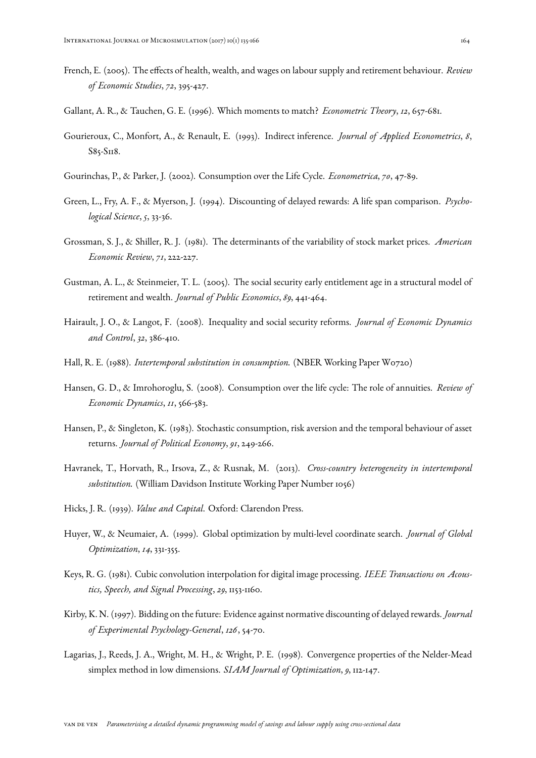French, E. (2005). The effects of health, wealth, and wages on labour supply and retirement behaviour. *Review of Economic Studies*, *72*, 395-427.

Gallant, A. R., & Tauchen, G. E. (1996). Which moments to match? *Econometric Theory*, *12*, 657-681.

Gourieroux, C., Monfort, A., & Renault, E. (1993). Indirect inference. *Journal of Applied Econometrics*, *8*, S85-S118.

Gourinchas, P., & Parker, J. (2002). Consumption over the Life Cycle. *Econometrica*, *70*, 47-89.

Green, L., Fry, A. F., & Myerson, J. (1994). Discounting of delayed rewards: A life span comparison. *Psychological Science*, *5*, 33-36.

Grossman, S. J., & Shiller, R. J. (1981). The determinants of the variability of stock market prices. *American Economic Review*, *71*, 222-227.

Gustman, A. L., & Steinmeier, T. L. (2005). The social security early entitlement age in a structural model of retirement and wealth. *Journal of Public Economics*, *89*, 441-464.

Hairault, J. O., & Langot, F. (2008). Inequality and social security reforms. *Journal of Economic Dynamics and Control*, *32*, 386-410.

Hall, R. E. (1988). *Intertemporal substitution in consumption.* (NBER Working Paper W0720)

Hansen, G. D., & Imrohoroglu, S. (2008). Consumption over the life cycle: The role of annuities. *Review of Economic Dynamics*, *11*, 566-583.

Hansen, P., & Singleton, K. (1983). Stochastic consumption, risk aversion and the temporal behaviour of asset returns. *Journal of Political Economy*, *91*, 249-266.

Havranek, T., Horvath, R., Irsova, Z., & Rusnak, M. (2013). *Cross-country heterogeneity in intertemporal substitution.* (William Davidson Institute Working Paper Number 1056)

Hicks, J. R. (1939). *Value and Capital.* Oxford: Clarendon Press.

Huyer, W., & Neumaier, A. (1999). Global optimization by multi-level coordinate search. *Journal of Global Optimization*, *14*, 331-355.

Keys, R. G. (1981). Cubic convolution interpolation for digital image processing. *IEEE Transactions on Acoustics, Speech, and Signal Processing*, *29*, 1153-1160.

Kirby, K. N. (1997). Bidding on the future: Evidence against normative discounting of delayed rewards. *Journal of Experimental Psychology-General*, *126*, 54-70.

Lagarias, J., Reeds, J. A., Wright, M. H., & Wright, P. E. (1998). Convergence properties of the Nelder-Mead simplex method in low dimensions. *SIAM Journal of Optimization*, *9*, 112-147.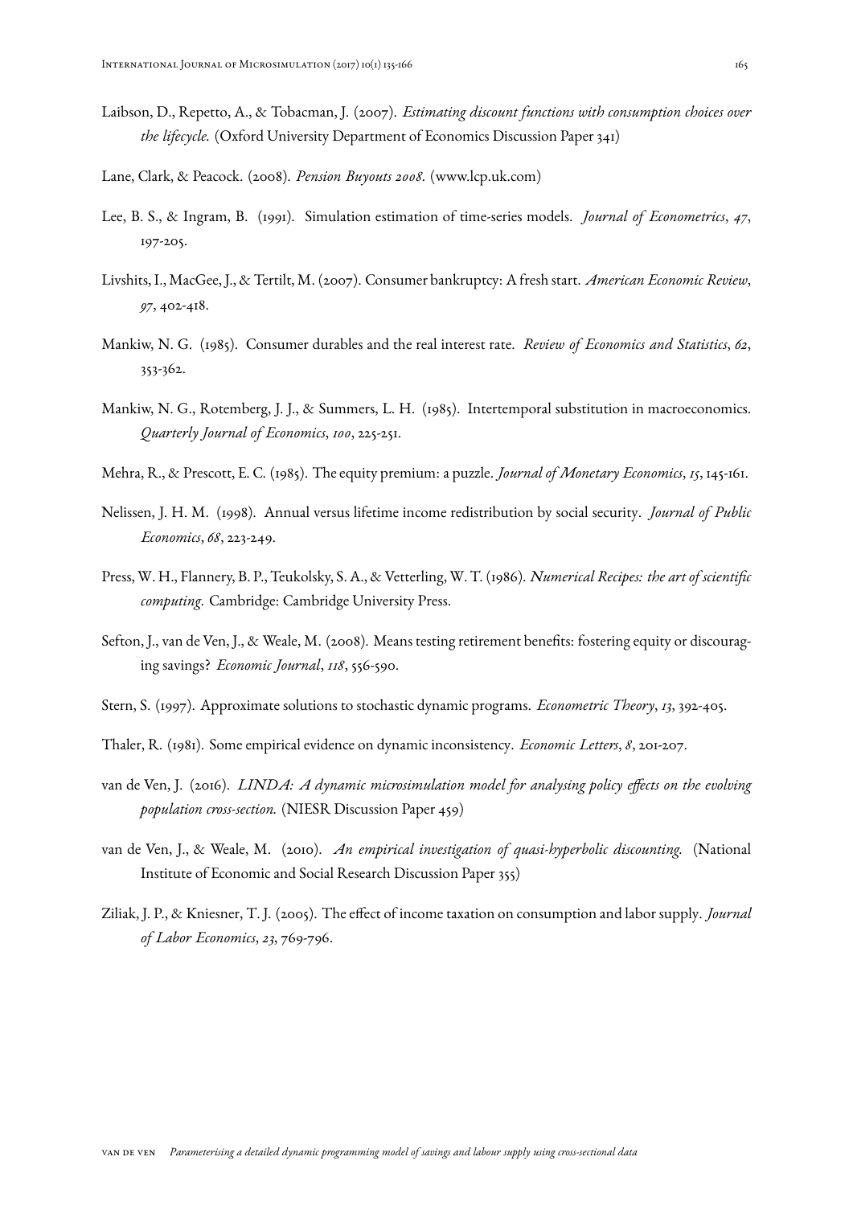Laibson, D., Repetto, A., & Tobacman, J. (2007). *Estimating discount functions with consumption choices over the lifecycle.* (Oxford University Department of Economics Discussion Paper 341)

Lane, Clark, & Peacock. (2008). *Pension Buyouts 2008.* (www.lcp.uk.com)

Lee, B. S., & Ingram, B. (1991). Simulation estimation of time-series models. *Journal of Econometrics*, *47*, 197-205.

Livshits, I., MacGee, J., & Tertilt, M. (2007). Consumer bankruptcy: A fresh start. *American Economic Review*, *97*, 402-418.

Mankiw, N. G. (1985). Consumer durables and the real interest rate. *Review of Economics and Statistics*, *62*, 353-362.

Mankiw, N. G., Rotemberg, J. J., & Summers, L. H. (1985). Intertemporal substitution in macroeconomics. *Quarterly Journal of Economics*, *100*, 225-251.

Mehra, R., & Prescott, E. C. (1985). The equity premium: a puzzle. *Journal of Monetary Economics*, *15*, 145-161.

Nelissen, J. H. M. (1998). Annual versus lifetime income redistribution by social security. *Journal of Public Economics*, *68*, 223-249.

Press, W. H., Flannery, B. P., Teukolsky, S. A., & Vetterling, W. T. (1986). *Numerical Recipes: the art of scientific computing.* Cambridge: Cambridge University Press.

Sefton, J., van de Ven, J., & Weale, M. (2008). Means testing retirement benefits: fostering equity or discouraging savings? *Economic Journal*, *118*, 556-590.

Stern, S. (1997). Approximate solutions to stochastic dynamic programs. *Econometric Theory*, *13*, 392-405.

Thaler, R. (1981). Some empirical evidence on dynamic inconsistency. *Economic Letters*, *8*, 201-207.

van de Ven, J. (2016). *LINDA: A dynamic microsimulation model for analysing policy effects on the evolving population cross-section.* (NIESR Discussion Paper 459)

van de Ven, J., & Weale, M. (2010). *An empirical investigation of quasi-hyperbolic discounting.* (National Institute of Economic and Social Research Discussion Paper 355)

Ziliak, J. P., & Kniesner, T. J. (2005). The effect of income taxation on consumption and labor supply. *Journal of Labor Economics*, *23*, 769-796.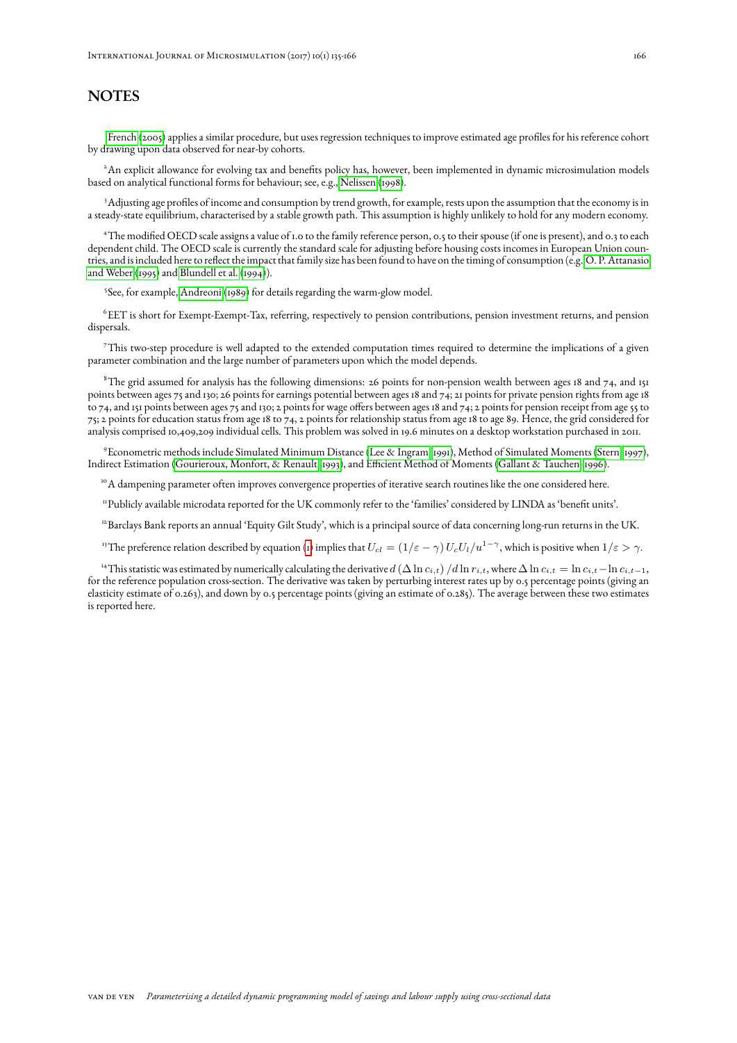## NOTES

[1] French (2005) applies a similar procedure, but uses regression techniques to improve estimated age profiles for his reference cohort by drawing upon data observed for near-by cohorts.

[2] An explicit allowance for evolving tax and benefits policy has, however, been implemented in dynamic microsimulation models based on analytical functional forms for behaviour; see, e.g., Nelissen (1998).

[3] Adjusting age profiles of income and consumption by trend growth, for example, rests upon the assumption that the economy is in a steady-state equilibrium, characterised by a stable growth path. This assumption is highly unlikely to hold for any modern economy.

[4] The modified OECD scale assigns a value of 1.0 to the family reference person, 0.5 to their spouse (if one is present), and 0.3 to each dependent child. The OECD scale is currently the standard scale for adjusting before housing costs incomes in European Union countries, and is included here to reflect the impact that family size has been found to have on the timing of consumption (e.g. O. P. Attanasio and Weber (1995) and Blundell et al. (1994)).

[5] See, for example, Andreoni (1989) for details regarding the warm-glow model.

[6] EET is short for Exempt-Exempt-Tax, referring, respectively to pension contributions, pension investment returns, and pension dispersals.

[7] This two-step procedure is well adapted to the extended computation times required to determine the implications of a given parameter combination and the large number of parameters upon which the model depends.

[8] The grid assumed for analysis has the following dimensions: 26 points for non-pension wealth between ages 18 and 74, and 151 points between ages 75 and 130; 26 points for earnings potential between ages 18 and 74; 21 points for private pension rights from age 18 to 74, and 151 points between ages 75 and 130; 2 points for wage offers between ages 18 and 74; 2 points for pension receipt from age 55 to 75; 2 points for education status from age 18 to 74, 2 points for relationship status from age 18 to age 89. Hence, the grid considered for analysis comprised 10,409,209 individual cells. This problem was solved in 19.6 minutes on a desktop workstation purchased in 2011.

[9] Econometric methods include Simulated Minimum Distance (Lee & Ingram, 1991), Method of Simulated Moments (Stern, 1997), Indirect Estimation (Gourieroux, Monfort, & Renault, 1993), and Efficient Method of Moments (Gallant & Tauchen, 1996).

[10] A dampening parameter often improves convergence properties of iterative search routines like the one considered here.

[11] Publicly available microdata reported for the UK commonly refer to the 'families' considered by LINDA as 'benefit units'.

[12] Barclays Bank reports an annual 'Equity Gilt Study', which is a principal source of data concerning long-run returns in the UK.

[13] The preference relation described by equation (1) implies that $U_{cl} = (1/\varepsilon - \gamma) \, U_c U_l / u^{1-\gamma}$, which is positive when $1/\varepsilon > \gamma$.

[14] This statistic was estimated by numerically calculating the derivative $d\,(\Delta \ln c_{i,t})\,/d \ln r_{i,t}$, where $\Delta \ln c_{i,t} = \ln c_{i,t} - \ln c_{i,t-1}$, for the reference population cross-section. The derivative was taken by perturbing interest rates up by 0.5 percentage points (giving an elasticity estimate of 0.263), and down by 0.5 percentage points (giving an estimate of 0.285). The average between these two estimates is reported here.